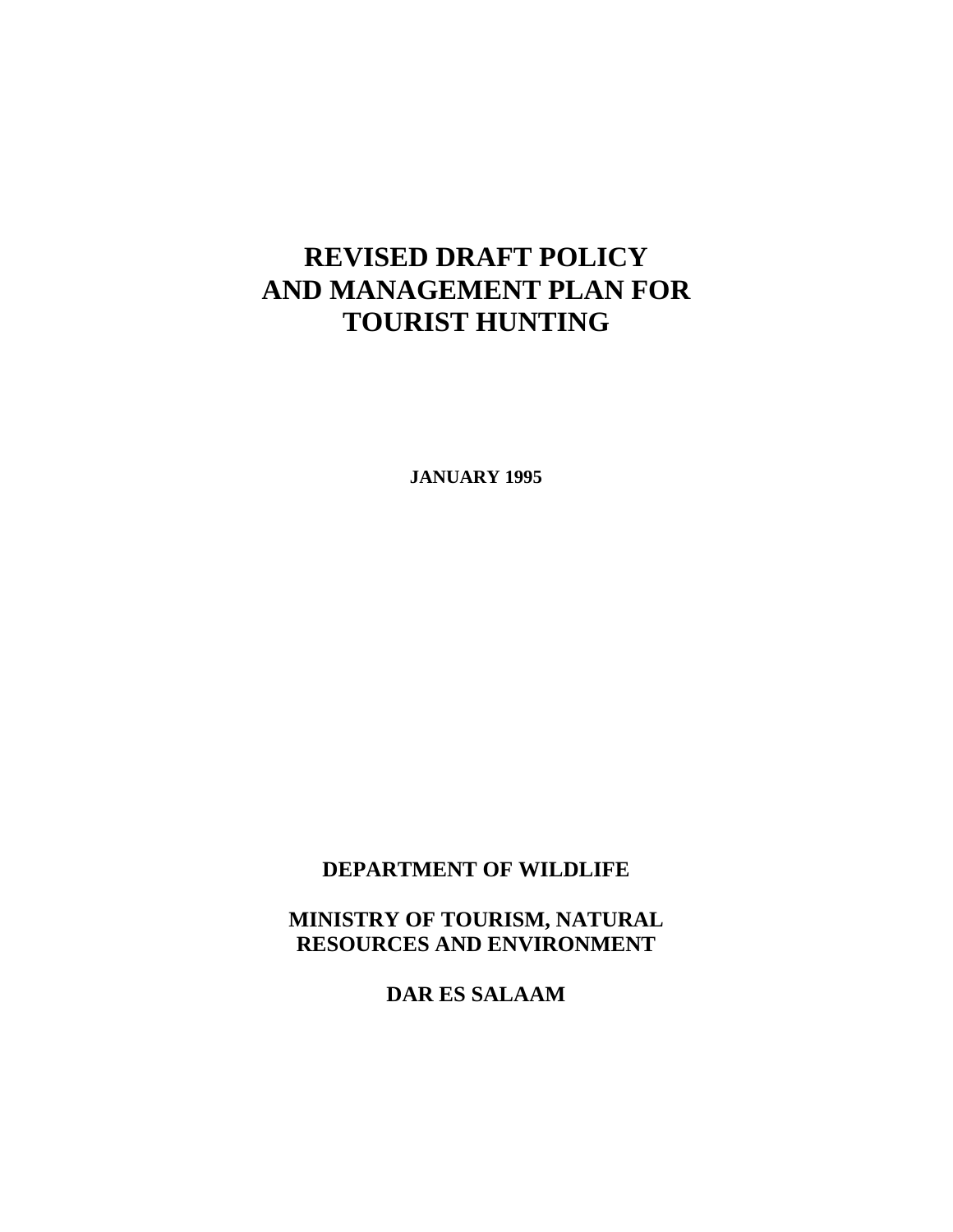# REVISED DRAFT POLICY AND MANAGEMENT PLAN FOR TOURIST HUNTING

**JANUARY 1995**

**DEPARTMENT OF WILDLIFE**

**MINISTRY OF TOURISM, NATURAL RESOURCES AND ENVIRONMENT**

**DAR ES SALAAM**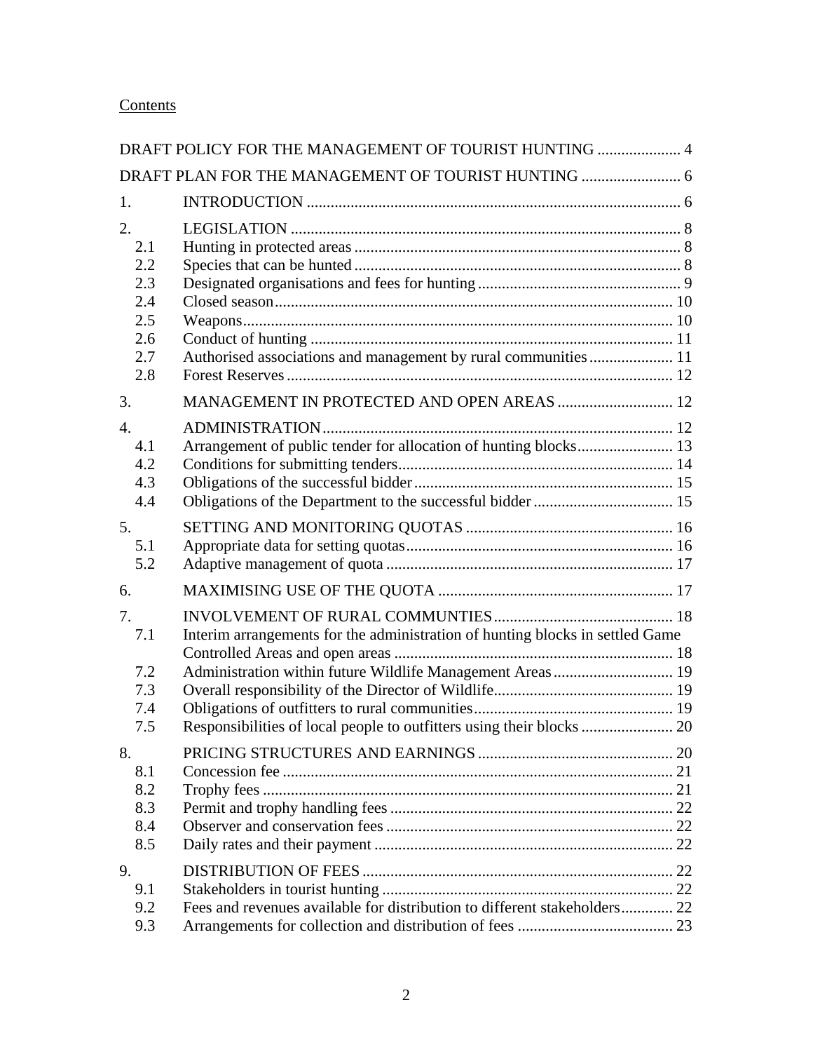Contents

DRAFT POLICY FOR THE MANAGEMENT OF TOURIST HUNTING ..................... 4

DRAFT PLAN FOR THE MANAGEMENT OF TOURIST HUNTING ......................... 6

1. INTRODUCTION ............................................................................................. 6

2. LEGISLATION ................................................................................................. 8
   - 2.1 Hunting in protected areas ................................................................................. 8
   - 2.2 Species that can be hunted ................................................................................. 8
   - 2.3 Designated organisations and fees for hunting .................................................. 9
   - 2.4 Closed season.................................................................................................. 10
   - 2.5 Weapons........................................................................................................... 10
   - 2.6 Conduct of hunting .......................................................................................... 11
   - 2.7 Authorised associations and management by rural communities ..................... 11
   - 2.8 Forest Reserves ................................................................................................ 12

3. MANAGEMENT IN PROTECTED AND OPEN AREAS ............................. 12

4. ADMINISTRATION........................................................................................ 12
   - 4.1 Arrangement of public tender for allocation of hunting blocks........................ 13
   - 4.2 Conditions for submitting tenders..................................................................... 14
   - 4.3 Obligations of the successful bidder ................................................................ 15
   - 4.4 Obligations of the Department to the successful bidder ................................... 15

5. SETTING AND MONITORING QUOTAS ................................................... 16
   - 5.1 Appropriate data for setting quotas................................................................... 16
   - 5.2 Adaptive management of quota ........................................................................ 17

6. MAXIMISING USE OF THE QUOTA ........................................................... 17

7. INVOLVEMENT OF RURAL COMMUNTIES............................................ 18
   - 7.1 Interim arrangements for the administration of hunting blocks in settled Game Controlled Areas and open areas ...................................................................... 18
   - 7.2 Administration within future Wildlife Management Areas.............................. 19
   - 7.3 Overall responsibility of the Director of Wildlife............................................. 19
   - 7.4 Obligations of outfitters to rural communities.................................................. 19
   - 7.5 Responsibilities of local people to outfitters using their blocks ....................... 20

8. PRICING STRUCTURES AND EARNINGS ................................................. 20
   - 8.1 Concession fee .................................................................................................. 21
   - 8.2 Trophy fees ....................................................................................................... 21
   - 8.3 Permit and trophy handling fees ....................................................................... 22
   - 8.4 Observer and conservation fees ........................................................................ 22
   - 8.5 Daily rates and their payment ........................................................................... 22

9. DISTRIBUTION OF FEES .............................................................................. 22
   - 9.1 Stakeholders in tourist hunting ......................................................................... 22
   - 9.2 Fees and revenues available for distribution to different stakeholders............. 22
   - 9.3 Arrangements for collection and distribution of fees ....................................... 23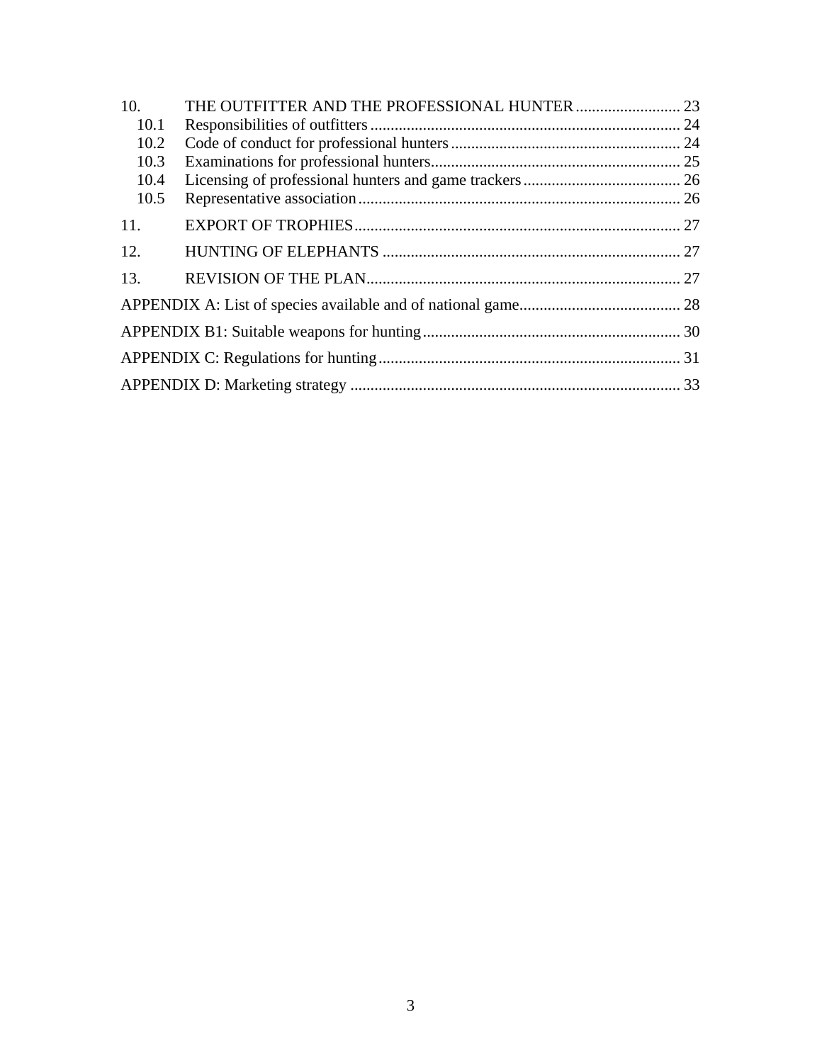| | | |
|---|---|---|
| 10. | THE OUTFITTER AND THE PROFESSIONAL HUNTER | 23 |
| 10.1 | Responsibilities of outfitters | 24 |
| 10.2 | Code of conduct for professional hunters | 24 |
| 10.3 | Examinations for professional hunters | 25 |
| 10.4 | Licensing of professional hunters and game trackers | 26 |
| 10.5 | Representative association | 26 |
| 11. | EXPORT OF TROPHIES | 27 |
| 12. | HUNTING OF ELEPHANTS | 27 |
| 13. | REVISION OF THE PLAN | 27 |
| | APPENDIX A: List of species available and of national game | 28 |
| | APPENDIX B1: Suitable weapons for hunting | 30 |
| | APPENDIX C: Regulations for hunting | 31 |
| | APPENDIX D: Marketing strategy | 33 |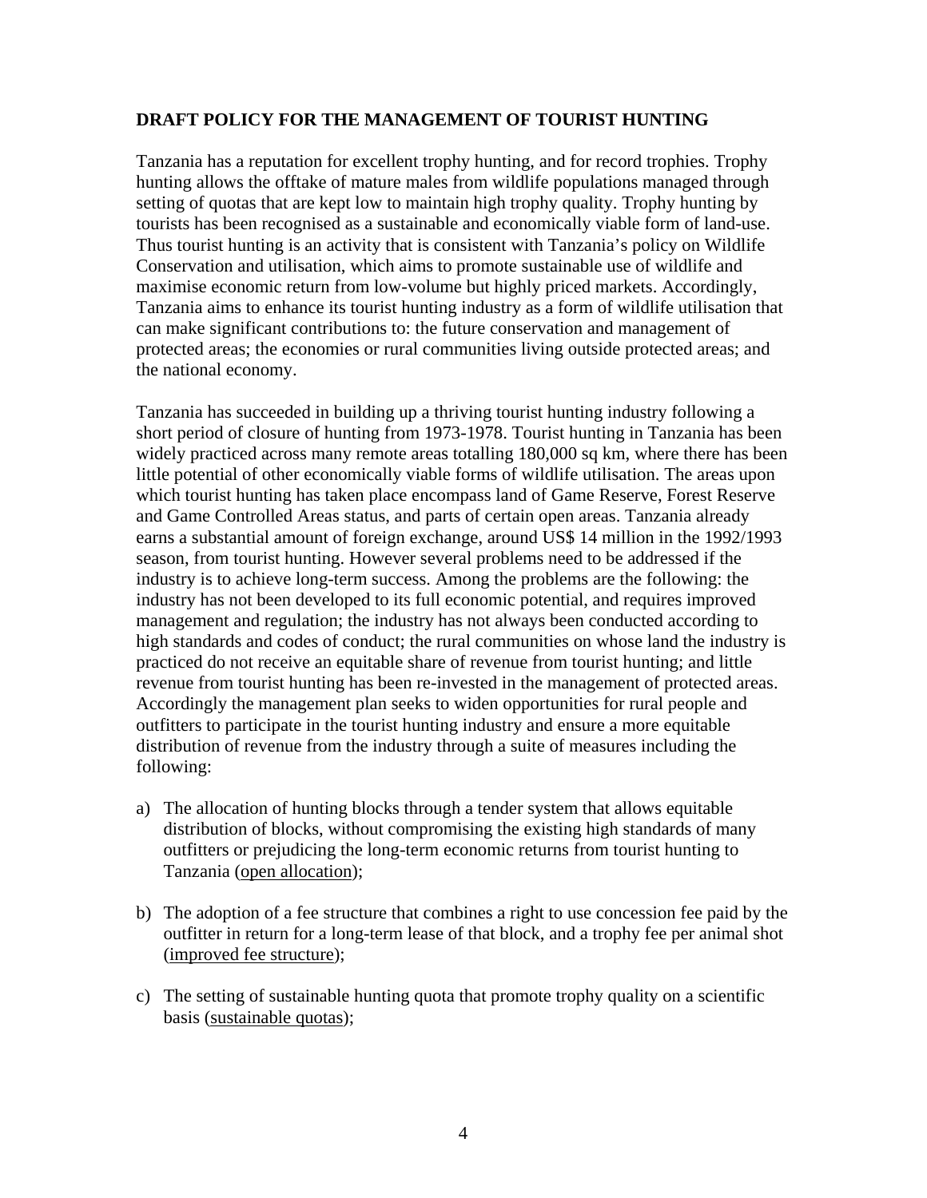**DRAFT POLICY FOR THE MANAGEMENT OF TOURIST HUNTING**

Tanzania has a reputation for excellent trophy hunting, and for record trophies. Trophy hunting allows the offtake of mature males from wildlife populations managed through setting of quotas that are kept low to maintain high trophy quality. Trophy hunting by tourists has been recognised as a sustainable and economically viable form of land-use. Thus tourist hunting is an activity that is consistent with Tanzania's policy on Wildlife Conservation and utilisation, which aims to promote sustainable use of wildlife and maximise economic return from low-volume but highly priced markets. Accordingly, Tanzania aims to enhance its tourist hunting industry as a form of wildlife utilisation that can make significant contributions to: the future conservation and management of protected areas; the economies or rural communities living outside protected areas; and the national economy.

Tanzania has succeeded in building up a thriving tourist hunting industry following a short period of closure of hunting from 1973-1978. Tourist hunting in Tanzania has been widely practiced across many remote areas totalling 180,000 sq km, where there has been little potential of other economically viable forms of wildlife utilisation. The areas upon which tourist hunting has taken place encompass land of Game Reserve, Forest Reserve and Game Controlled Areas status, and parts of certain open areas. Tanzania already earns a substantial amount of foreign exchange, around US$ 14 million in the 1992/1993 season, from tourist hunting. However several problems need to be addressed if the industry is to achieve long-term success. Among the problems are the following: the industry has not been developed to its full economic potential, and requires improved management and regulation; the industry has not always been conducted according to high standards and codes of conduct; the rural communities on whose land the industry is practiced do not receive an equitable share of revenue from tourist hunting; and little revenue from tourist hunting has been re-invested in the management of protected areas. Accordingly the management plan seeks to widen opportunities for rural people and outfitters to participate in the tourist hunting industry and ensure a more equitable distribution of revenue from the industry through a suite of measures including the following:

a) The allocation of hunting blocks through a tender system that allows equitable distribution of blocks, without compromising the existing high standards of many outfitters or prejudicing the long-term economic returns from tourist hunting to Tanzania (<u>open allocation</u>);

b) The adoption of a fee structure that combines a right to use concession fee paid by the outfitter in return for a long-term lease of that block, and a trophy fee per animal shot (<u>improved fee structure</u>);

c) The setting of sustainable hunting quota that promote trophy quality on a scientific basis (<u>sustainable quotas</u>);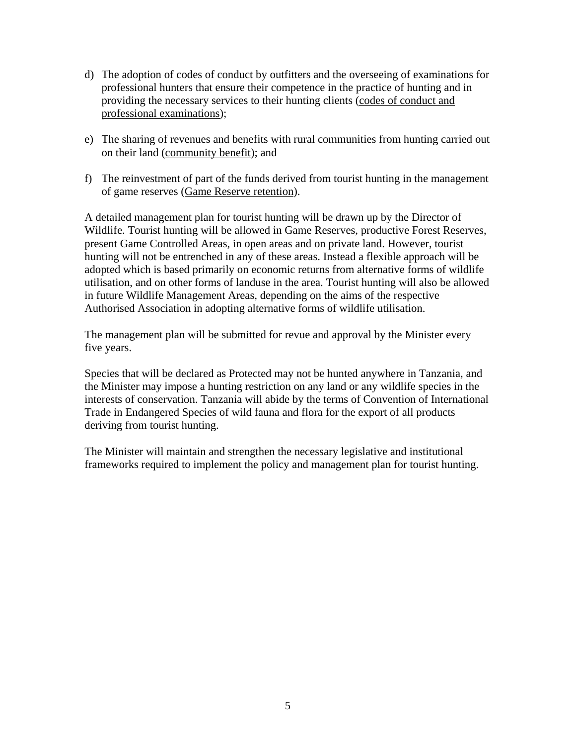d) The adoption of codes of conduct by outfitters and the overseeing of examinations for professional hunters that ensure their competence in the practice of hunting and in providing the necessary services to their hunting clients (<u>codes of conduct and professional examinations</u>);

e) The sharing of revenues and benefits with rural communities from hunting carried out on their land (<u>community benefit</u>); and

f) The reinvestment of part of the funds derived from tourist hunting in the management of game reserves (<u>Game Reserve retention</u>).

A detailed management plan for tourist hunting will be drawn up by the Director of Wildlife. Tourist hunting will be allowed in Game Reserves, productive Forest Reserves, present Game Controlled Areas, in open areas and on private land. However, tourist hunting will not be entrenched in any of these areas. Instead a flexible approach will be adopted which is based primarily on economic returns from alternative forms of wildlife utilisation, and on other forms of landuse in the area. Tourist hunting will also be allowed in future Wildlife Management Areas, depending on the aims of the respective Authorised Association in adopting alternative forms of wildlife utilisation.

The management plan will be submitted for revue and approval by the Minister every five years.

Species that will be declared as Protected may not be hunted anywhere in Tanzania, and the Minister may impose a hunting restriction on any land or any wildlife species in the interests of conservation. Tanzania will abide by the terms of Convention of International Trade in Endangered Species of wild fauna and flora for the export of all products deriving from tourist hunting.

The Minister will maintain and strengthen the necessary legislative and institutional frameworks required to implement the policy and management plan for tourist hunting.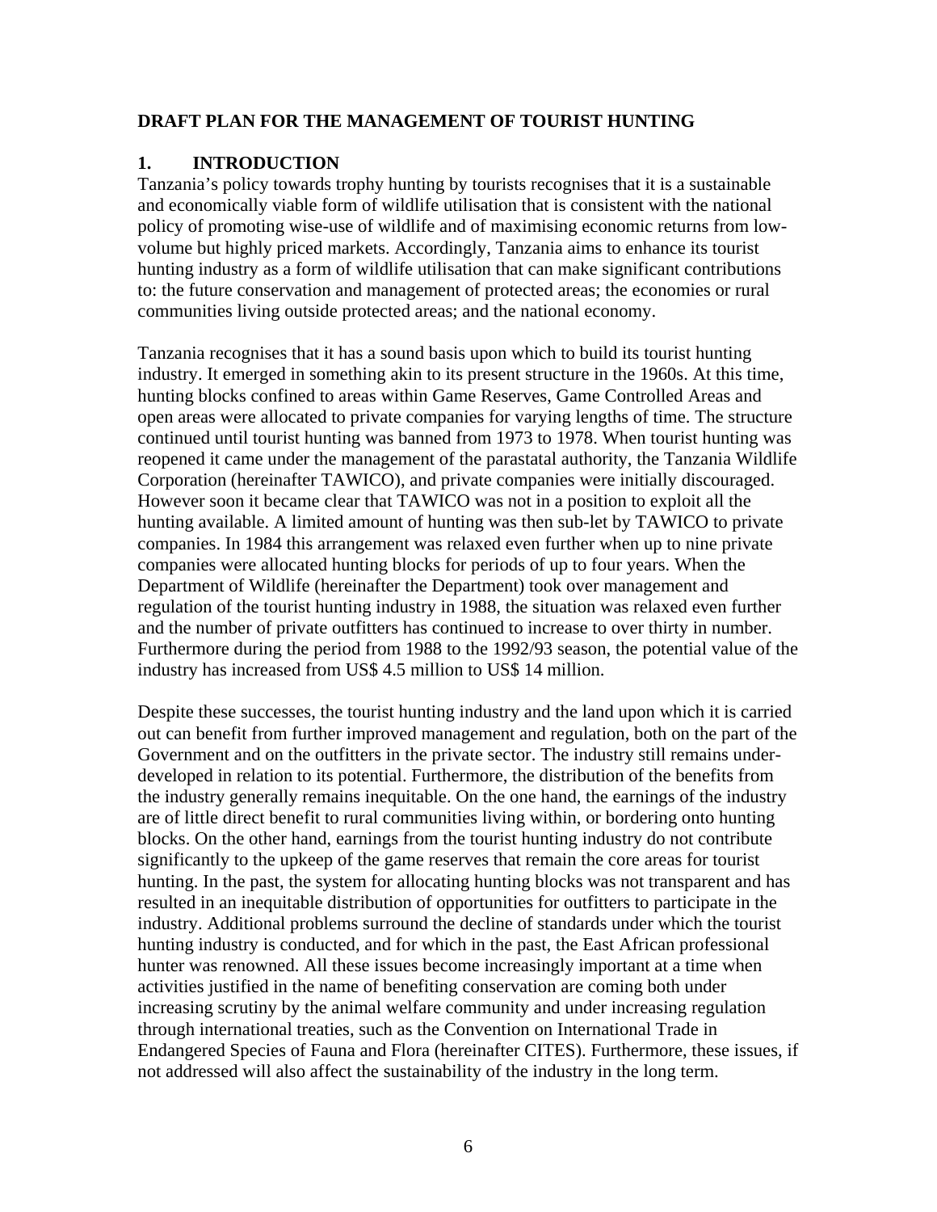## DRAFT PLAN FOR THE MANAGEMENT OF TOURIST HUNTING

## 1. INTRODUCTION

Tanzania's policy towards trophy hunting by tourists recognises that it is a sustainable and economically viable form of wildlife utilisation that is consistent with the national policy of promoting wise-use of wildlife and of maximising economic returns from low-volume but highly priced markets. Accordingly, Tanzania aims to enhance its tourist hunting industry as a form of wildlife utilisation that can make significant contributions to: the future conservation and management of protected areas; the economies or rural communities living outside protected areas; and the national economy.

Tanzania recognises that it has a sound basis upon which to build its tourist hunting industry. It emerged in something akin to its present structure in the 1960s. At this time, hunting blocks confined to areas within Game Reserves, Game Controlled Areas and open areas were allocated to private companies for varying lengths of time. The structure continued until tourist hunting was banned from 1973 to 1978. When tourist hunting was reopened it came under the management of the parastatal authority, the Tanzania Wildlife Corporation (hereinafter TAWICO), and private companies were initially discouraged. However soon it became clear that TAWICO was not in a position to exploit all the hunting available. A limited amount of hunting was then sub-let by TAWICO to private companies. In 1984 this arrangement was relaxed even further when up to nine private companies were allocated hunting blocks for periods of up to four years. When the Department of Wildlife (hereinafter the Department) took over management and regulation of the tourist hunting industry in 1988, the situation was relaxed even further and the number of private outfitters has continued to increase to over thirty in number. Furthermore during the period from 1988 to the 1992/93 season, the potential value of the industry has increased from US$ 4.5 million to US$ 14 million.

Despite these successes, the tourist hunting industry and the land upon which it is carried out can benefit from further improved management and regulation, both on the part of the Government and on the outfitters in the private sector. The industry still remains under-developed in relation to its potential. Furthermore, the distribution of the benefits from the industry generally remains inequitable. On the one hand, the earnings of the industry are of little direct benefit to rural communities living within, or bordering onto hunting blocks. On the other hand, earnings from the tourist hunting industry do not contribute significantly to the upkeep of the game reserves that remain the core areas for tourist hunting. In the past, the system for allocating hunting blocks was not transparent and has resulted in an inequitable distribution of opportunities for outfitters to participate in the industry. Additional problems surround the decline of standards under which the tourist hunting industry is conducted, and for which in the past, the East African professional hunter was renowned. All these issues become increasingly important at a time when activities justified in the name of benefiting conservation are coming both under increasing scrutiny by the animal welfare community and under increasing regulation through international treaties, such as the Convention on International Trade in Endangered Species of Fauna and Flora (hereinafter CITES). Furthermore, these issues, if not addressed will also affect the sustainability of the industry in the long term.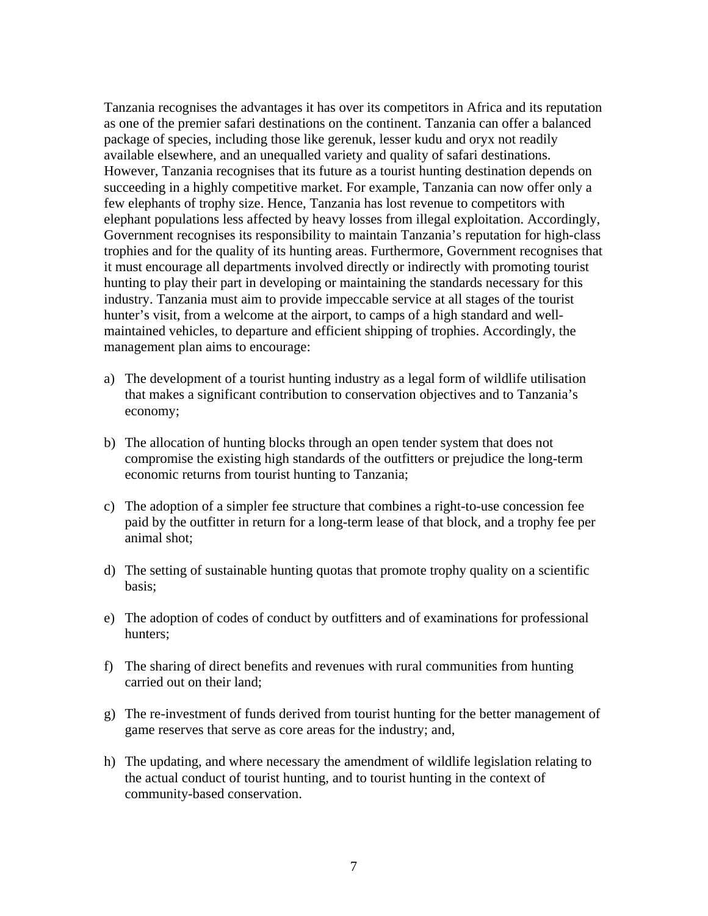Tanzania recognises the advantages it has over its competitors in Africa and its reputation as one of the premier safari destinations on the continent. Tanzania can offer a balanced package of species, including those like gerenuk, lesser kudu and oryx not readily available elsewhere, and an unequalled variety and quality of safari destinations. However, Tanzania recognises that its future as a tourist hunting destination depends on succeeding in a highly competitive market. For example, Tanzania can now offer only a few elephants of trophy size. Hence, Tanzania has lost revenue to competitors with elephant populations less affected by heavy losses from illegal exploitation. Accordingly, Government recognises its responsibility to maintain Tanzania's reputation for high-class trophies and for the quality of its hunting areas. Furthermore, Government recognises that it must encourage all departments involved directly or indirectly with promoting tourist hunting to play their part in developing or maintaining the standards necessary for this industry. Tanzania must aim to provide impeccable service at all stages of the tourist hunter's visit, from a welcome at the airport, to camps of a high standard and well-maintained vehicles, to departure and efficient shipping of trophies. Accordingly, the management plan aims to encourage:

a) The development of a tourist hunting industry as a legal form of wildlife utilisation that makes a significant contribution to conservation objectives and to Tanzania's economy;

b) The allocation of hunting blocks through an open tender system that does not compromise the existing high standards of the outfitters or prejudice the long-term economic returns from tourist hunting to Tanzania;

c) The adoption of a simpler fee structure that combines a right-to-use concession fee paid by the outfitter in return for a long-term lease of that block, and a trophy fee per animal shot;

d) The setting of sustainable hunting quotas that promote trophy quality on a scientific basis;

e) The adoption of codes of conduct by outfitters and of examinations for professional hunters;

f) The sharing of direct benefits and revenues with rural communities from hunting carried out on their land;

g) The re-investment of funds derived from tourist hunting for the better management of game reserves that serve as core areas for the industry; and,

h) The updating, and where necessary the amendment of wildlife legislation relating to the actual conduct of tourist hunting, and to tourist hunting in the context of community-based conservation.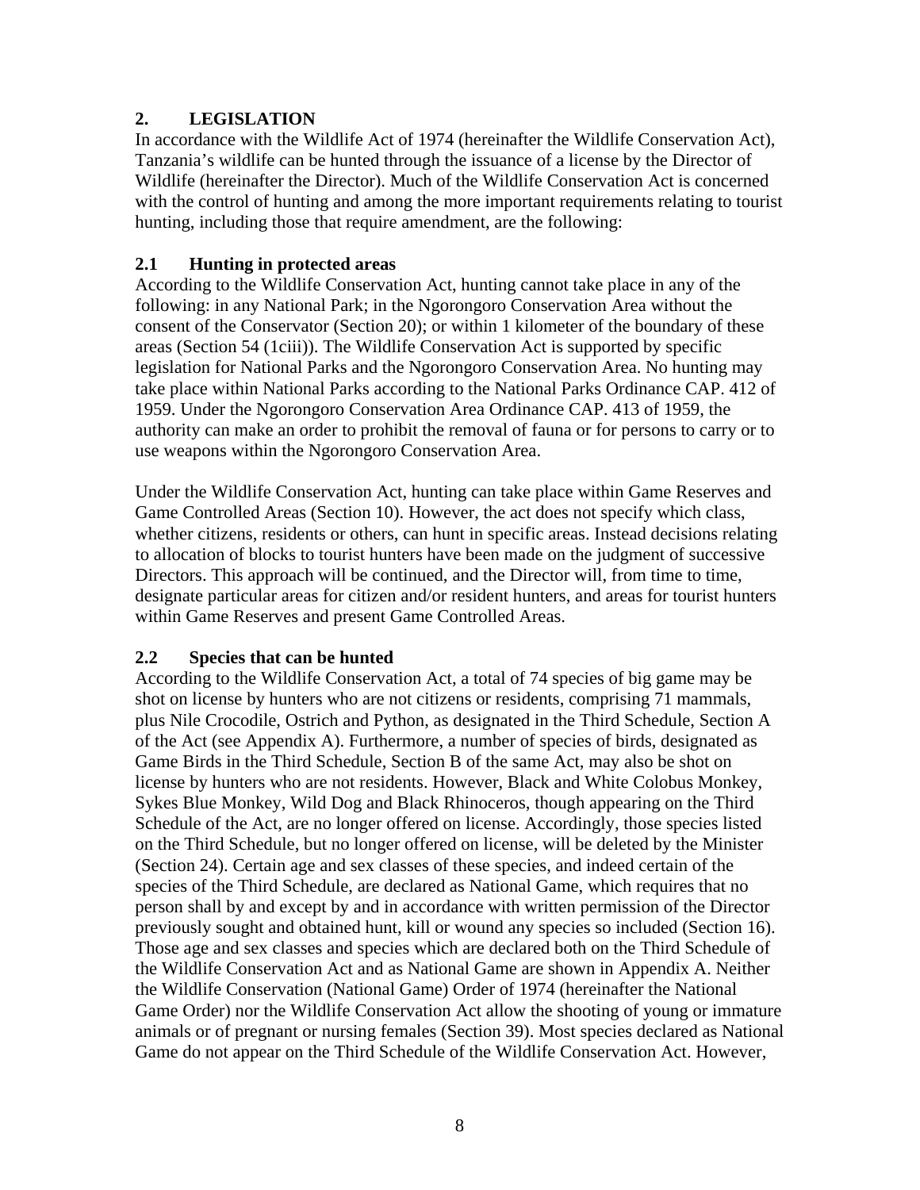## 2. LEGISLATION

In accordance with the Wildlife Act of 1974 (hereinafter the Wildlife Conservation Act), Tanzania's wildlife can be hunted through the issuance of a license by the Director of Wildlife (hereinafter the Director). Much of the Wildlife Conservation Act is concerned with the control of hunting and among the more important requirements relating to tourist hunting, including those that require amendment, are the following:

### 2.1 Hunting in protected areas

According to the Wildlife Conservation Act, hunting cannot take place in any of the following: in any National Park; in the Ngorongoro Conservation Area without the consent of the Conservator (Section 20); or within 1 kilometer of the boundary of these areas (Section 54 (1ciii)). The Wildlife Conservation Act is supported by specific legislation for National Parks and the Ngorongoro Conservation Area. No hunting may take place within National Parks according to the National Parks Ordinance CAP. 412 of 1959. Under the Ngorongoro Conservation Area Ordinance CAP. 413 of 1959, the authority can make an order to prohibit the removal of fauna or for persons to carry or to use weapons within the Ngorongoro Conservation Area.

Under the Wildlife Conservation Act, hunting can take place within Game Reserves and Game Controlled Areas (Section 10). However, the act does not specify which class, whether citizens, residents or others, can hunt in specific areas. Instead decisions relating to allocation of blocks to tourist hunters have been made on the judgment of successive Directors. This approach will be continued, and the Director will, from time to time, designate particular areas for citizen and/or resident hunters, and areas for tourist hunters within Game Reserves and present Game Controlled Areas.

### 2.2 Species that can be hunted

According to the Wildlife Conservation Act, a total of 74 species of big game may be shot on license by hunters who are not citizens or residents, comprising 71 mammals, plus Nile Crocodile, Ostrich and Python, as designated in the Third Schedule, Section A of the Act (see Appendix A). Furthermore, a number of species of birds, designated as Game Birds in the Third Schedule, Section B of the same Act, may also be shot on license by hunters who are not residents. However, Black and White Colobus Monkey, Sykes Blue Monkey, Wild Dog and Black Rhinoceros, though appearing on the Third Schedule of the Act, are no longer offered on license. Accordingly, those species listed on the Third Schedule, but no longer offered on license, will be deleted by the Minister (Section 24). Certain age and sex classes of these species, and indeed certain of the species of the Third Schedule, are declared as National Game, which requires that no person shall by and except by and in accordance with written permission of the Director previously sought and obtained hunt, kill or wound any species so included (Section 16). Those age and sex classes and species which are declared both on the Third Schedule of the Wildlife Conservation Act and as National Game are shown in Appendix A. Neither the Wildlife Conservation (National Game) Order of 1974 (hereinafter the National Game Order) nor the Wildlife Conservation Act allow the shooting of young or immature animals or of pregnant or nursing females (Section 39). Most species declared as National Game do not appear on the Third Schedule of the Wildlife Conservation Act. However,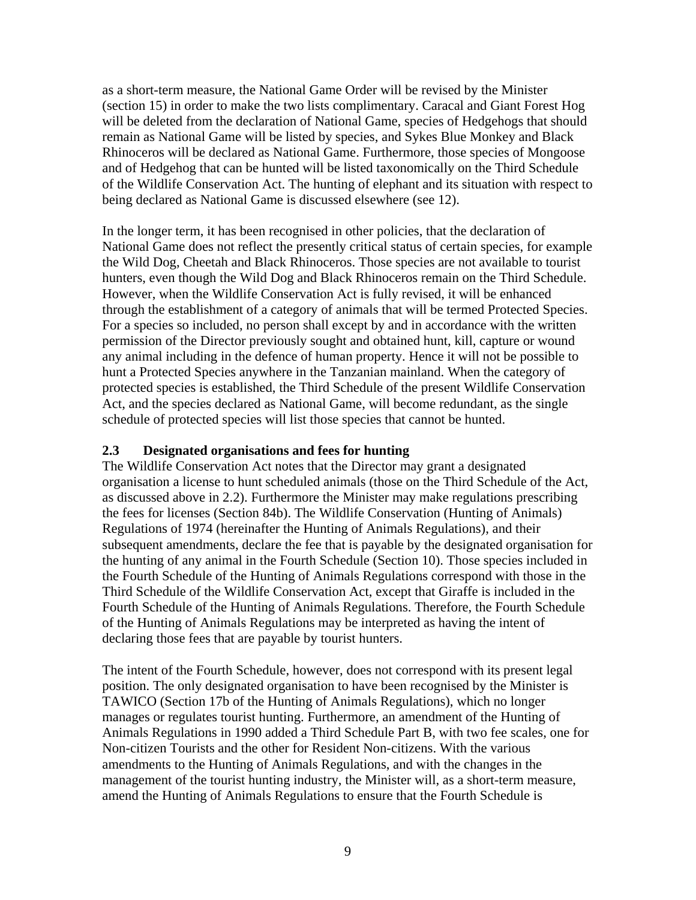as a short-term measure, the National Game Order will be revised by the Minister (section 15) in order to make the two lists complimentary. Caracal and Giant Forest Hog will be deleted from the declaration of National Game, species of Hedgehogs that should remain as National Game will be listed by species, and Sykes Blue Monkey and Black Rhinoceros will be declared as National Game. Furthermore, those species of Mongoose and of Hedgehog that can be hunted will be listed taxonomically on the Third Schedule of the Wildlife Conservation Act. The hunting of elephant and its situation with respect to being declared as National Game is discussed elsewhere (see 12).

In the longer term, it has been recognised in other policies, that the declaration of National Game does not reflect the presently critical status of certain species, for example the Wild Dog, Cheetah and Black Rhinoceros. Those species are not available to tourist hunters, even though the Wild Dog and Black Rhinoceros remain on the Third Schedule. However, when the Wildlife Conservation Act is fully revised, it will be enhanced through the establishment of a category of animals that will be termed Protected Species. For a species so included, no person shall except by and in accordance with the written permission of the Director previously sought and obtained hunt, kill, capture or wound any animal including in the defence of human property. Hence it will not be possible to hunt a Protected Species anywhere in the Tanzanian mainland. When the category of protected species is established, the Third Schedule of the present Wildlife Conservation Act, and the species declared as National Game, will become redundant, as the single schedule of protected species will list those species that cannot be hunted.

### 2.3 Designated organisations and fees for hunting

The Wildlife Conservation Act notes that the Director may grant a designated organisation a license to hunt scheduled animals (those on the Third Schedule of the Act, as discussed above in 2.2). Furthermore the Minister may make regulations prescribing the fees for licenses (Section 84b). The Wildlife Conservation (Hunting of Animals) Regulations of 1974 (hereinafter the Hunting of Animals Regulations), and their subsequent amendments, declare the fee that is payable by the designated organisation for the hunting of any animal in the Fourth Schedule (Section 10). Those species included in the Fourth Schedule of the Hunting of Animals Regulations correspond with those in the Third Schedule of the Wildlife Conservation Act, except that Giraffe is included in the Fourth Schedule of the Hunting of Animals Regulations. Therefore, the Fourth Schedule of the Hunting of Animals Regulations may be interpreted as having the intent of declaring those fees that are payable by tourist hunters.

The intent of the Fourth Schedule, however, does not correspond with its present legal position. The only designated organisation to have been recognised by the Minister is TAWICO (Section 17b of the Hunting of Animals Regulations), which no longer manages or regulates tourist hunting. Furthermore, an amendment of the Hunting of Animals Regulations in 1990 added a Third Schedule Part B, with two fee scales, one for Non-citizen Tourists and the other for Resident Non-citizens. With the various amendments to the Hunting of Animals Regulations, and with the changes in the management of the tourist hunting industry, the Minister will, as a short-term measure, amend the Hunting of Animals Regulations to ensure that the Fourth Schedule is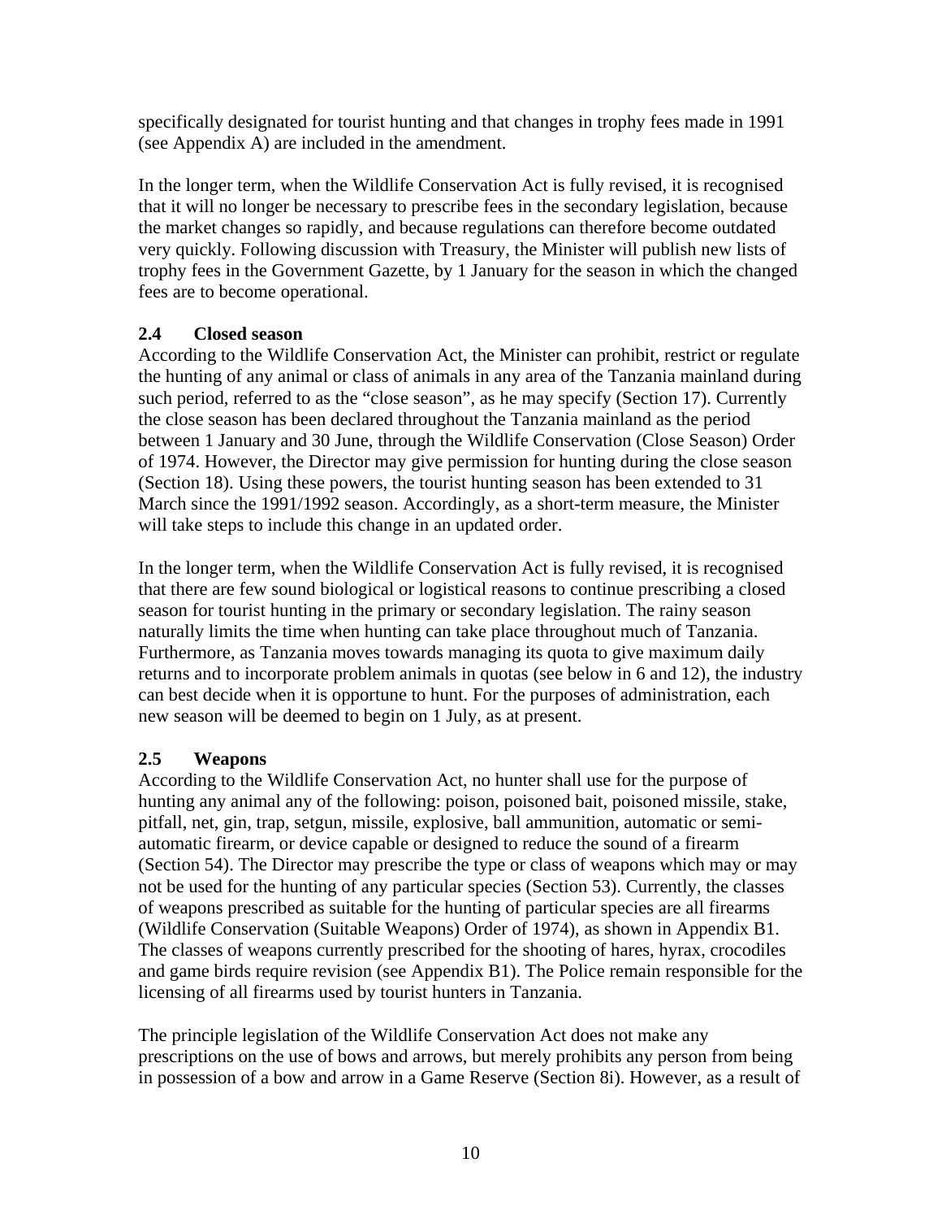specifically designated for tourist hunting and that changes in trophy fees made in 1991 (see Appendix A) are included in the amendment.

In the longer term, when the Wildlife Conservation Act is fully revised, it is recognised that it will no longer be necessary to prescribe fees in the secondary legislation, because the market changes so rapidly, and because regulations can therefore become outdated very quickly. Following discussion with Treasury, the Minister will publish new lists of trophy fees in the Government Gazette, by 1 January for the season in which the changed fees are to become operational.

### 2.4 Closed season

According to the Wildlife Conservation Act, the Minister can prohibit, restrict or regulate the hunting of any animal or class of animals in any area of the Tanzania mainland during such period, referred to as the "close season", as he may specify (Section 17). Currently the close season has been declared throughout the Tanzania mainland as the period between 1 January and 30 June, through the Wildlife Conservation (Close Season) Order of 1974. However, the Director may give permission for hunting during the close season (Section 18). Using these powers, the tourist hunting season has been extended to 31 March since the 1991/1992 season. Accordingly, as a short-term measure, the Minister will take steps to include this change in an updated order.

In the longer term, when the Wildlife Conservation Act is fully revised, it is recognised that there are few sound biological or logistical reasons to continue prescribing a closed season for tourist hunting in the primary or secondary legislation. The rainy season naturally limits the time when hunting can take place throughout much of Tanzania. Furthermore, as Tanzania moves towards managing its quota to give maximum daily returns and to incorporate problem animals in quotas (see below in 6 and 12), the industry can best decide when it is opportune to hunt. For the purposes of administration, each new season will be deemed to begin on 1 July, as at present.

### 2.5 Weapons

According to the Wildlife Conservation Act, no hunter shall use for the purpose of hunting any animal any of the following: poison, poisoned bait, poisoned missile, stake, pitfall, net, gin, trap, setgun, missile, explosive, ball ammunition, automatic or semi-automatic firearm, or device capable or designed to reduce the sound of a firearm (Section 54). The Director may prescribe the type or class of weapons which may or may not be used for the hunting of any particular species (Section 53). Currently, the classes of weapons prescribed as suitable for the hunting of particular species are all firearms (Wildlife Conservation (Suitable Weapons) Order of 1974), as shown in Appendix B1. The classes of weapons currently prescribed for the shooting of hares, hyrax, crocodiles and game birds require revision (see Appendix B1). The Police remain responsible for the licensing of all firearms used by tourist hunters in Tanzania.

The principle legislation of the Wildlife Conservation Act does not make any prescriptions on the use of bows and arrows, but merely prohibits any person from being in possession of a bow and arrow in a Game Reserve (Section 8i). However, as a result of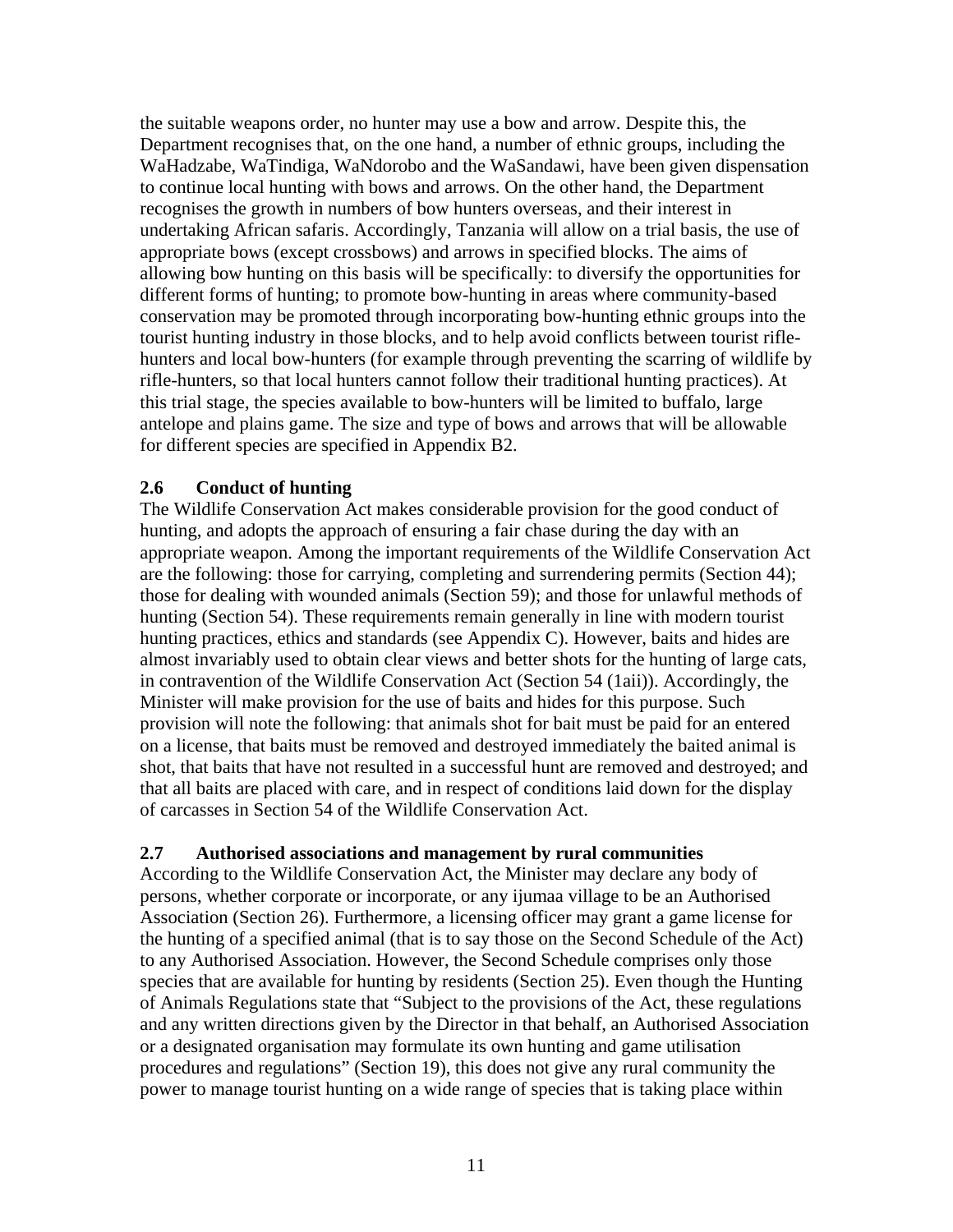the suitable weapons order, no hunter may use a bow and arrow. Despite this, the Department recognises that, on the one hand, a number of ethnic groups, including the WaHadzabe, WaTindiga, WaNdorobo and the WaSandawi, have been given dispensation to continue local hunting with bows and arrows. On the other hand, the Department recognises the growth in numbers of bow hunters overseas, and their interest in undertaking African safaris. Accordingly, Tanzania will allow on a trial basis, the use of appropriate bows (except crossbows) and arrows in specified blocks. The aims of allowing bow hunting on this basis will be specifically: to diversify the opportunities for different forms of hunting; to promote bow-hunting in areas where community-based conservation may be promoted through incorporating bow-hunting ethnic groups into the tourist hunting industry in those blocks, and to help avoid conflicts between tourist rifle-hunters and local bow-hunters (for example through preventing the scarring of wildlife by rifle-hunters, so that local hunters cannot follow their traditional hunting practices). At this trial stage, the species available to bow-hunters will be limited to buffalo, large antelope and plains game. The size and type of bows and arrows that will be allowable for different species are specified in Appendix B2.

### 2.6 Conduct of hunting

The Wildlife Conservation Act makes considerable provision for the good conduct of hunting, and adopts the approach of ensuring a fair chase during the day with an appropriate weapon. Among the important requirements of the Wildlife Conservation Act are the following: those for carrying, completing and surrendering permits (Section 44); those for dealing with wounded animals (Section 59); and those for unlawful methods of hunting (Section 54). These requirements remain generally in line with modern tourist hunting practices, ethics and standards (see Appendix C). However, baits and hides are almost invariably used to obtain clear views and better shots for the hunting of large cats, in contravention of the Wildlife Conservation Act (Section 54 (1aii)). Accordingly, the Minister will make provision for the use of baits and hides for this purpose. Such provision will note the following: that animals shot for bait must be paid for an entered on a license, that baits must be removed and destroyed immediately the baited animal is shot, that baits that have not resulted in a successful hunt are removed and destroyed; and that all baits are placed with care, and in respect of conditions laid down for the display of carcasses in Section 54 of the Wildlife Conservation Act.

### 2.7 Authorised associations and management by rural communities

According to the Wildlife Conservation Act, the Minister may declare any body of persons, whether corporate or incorporate, or any ijumaa village to be an Authorised Association (Section 26). Furthermore, a licensing officer may grant a game license for the hunting of a specified animal (that is to say those on the Second Schedule of the Act) to any Authorised Association. However, the Second Schedule comprises only those species that are available for hunting by residents (Section 25). Even though the Hunting of Animals Regulations state that "Subject to the provisions of the Act, these regulations and any written directions given by the Director in that behalf, an Authorised Association or a designated organisation may formulate its own hunting and game utilisation procedures and regulations" (Section 19), this does not give any rural community the power to manage tourist hunting on a wide range of species that is taking place within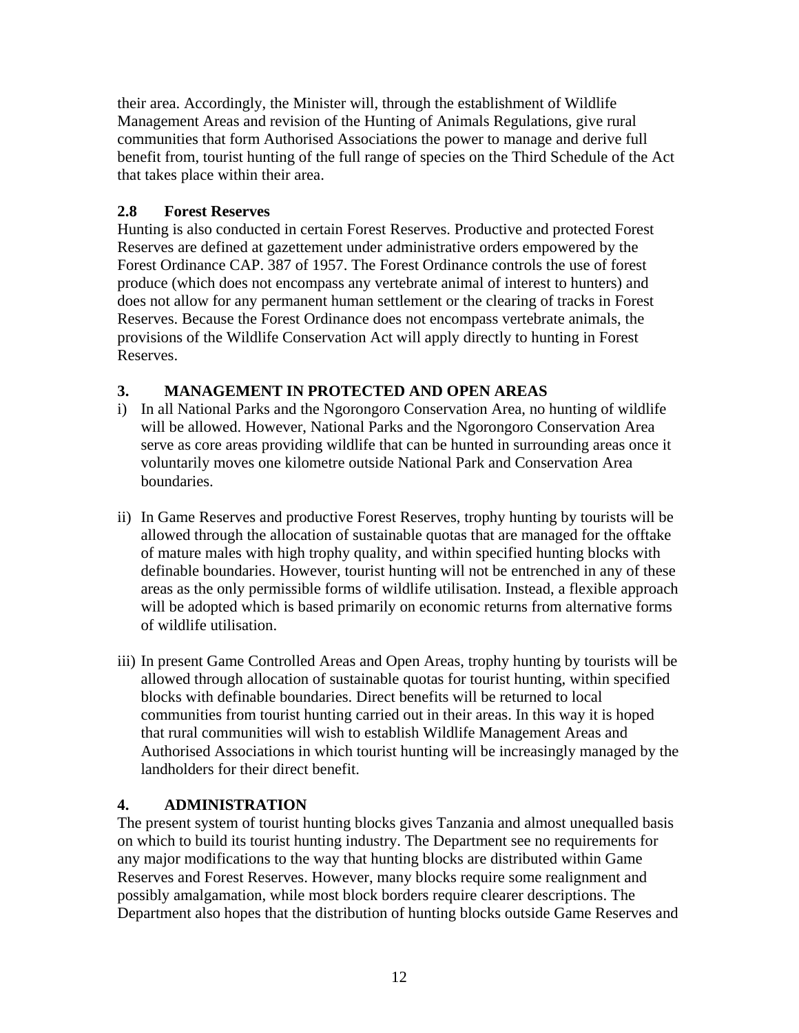their area. Accordingly, the Minister will, through the establishment of Wildlife Management Areas and revision of the Hunting of Animals Regulations, give rural communities that form Authorised Associations the power to manage and derive full benefit from, tourist hunting of the full range of species on the Third Schedule of the Act that takes place within their area.

### 2.8 Forest Reserves

Hunting is also conducted in certain Forest Reserves. Productive and protected Forest Reserves are defined at gazettement under administrative orders empowered by the Forest Ordinance CAP. 387 of 1957. The Forest Ordinance controls the use of forest produce (which does not encompass any vertebrate animal of interest to hunters) and does not allow for any permanent human settlement or the clearing of tracks in Forest Reserves. Because the Forest Ordinance does not encompass vertebrate animals, the provisions of the Wildlife Conservation Act will apply directly to hunting in Forest Reserves.

## 3. MANAGEMENT IN PROTECTED AND OPEN AREAS

i) In all National Parks and the Ngorongoro Conservation Area, no hunting of wildlife will be allowed. However, National Parks and the Ngorongoro Conservation Area serve as core areas providing wildlife that can be hunted in surrounding areas once it voluntarily moves one kilometre outside National Park and Conservation Area boundaries.

ii) In Game Reserves and productive Forest Reserves, trophy hunting by tourists will be allowed through the allocation of sustainable quotas that are managed for the offtake of mature males with high trophy quality, and within specified hunting blocks with definable boundaries. However, tourist hunting will not be entrenched in any of these areas as the only permissible forms of wildlife utilisation. Instead, a flexible approach will be adopted which is based primarily on economic returns from alternative forms of wildlife utilisation.

iii) In present Game Controlled Areas and Open Areas, trophy hunting by tourists will be allowed through allocation of sustainable quotas for tourist hunting, within specified blocks with definable boundaries. Direct benefits will be returned to local communities from tourist hunting carried out in their areas. In this way it is hoped that rural communities will wish to establish Wildlife Management Areas and Authorised Associations in which tourist hunting will be increasingly managed by the landholders for their direct benefit.

## 4. ADMINISTRATION

The present system of tourist hunting blocks gives Tanzania and almost unequalled basis on which to build its tourist hunting industry. The Department see no requirements for any major modifications to the way that hunting blocks are distributed within Game Reserves and Forest Reserves. However, many blocks require some realignment and possibly amalgamation, while most block borders require clearer descriptions. The Department also hopes that the distribution of hunting blocks outside Game Reserves and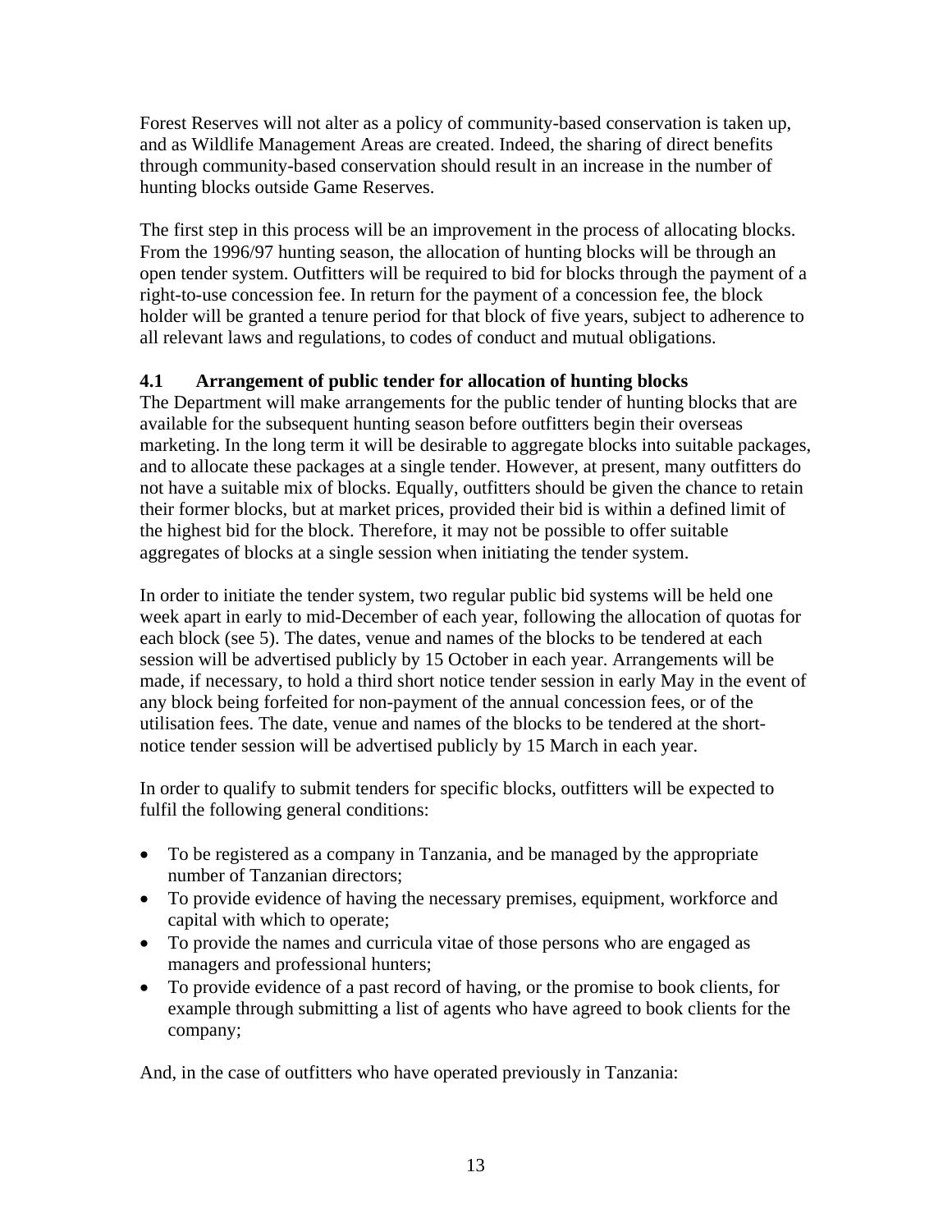Forest Reserves will not alter as a policy of community-based conservation is taken up, and as Wildlife Management Areas are created. Indeed, the sharing of direct benefits through community-based conservation should result in an increase in the number of hunting blocks outside Game Reserves.

The first step in this process will be an improvement in the process of allocating blocks. From the 1996/97 hunting season, the allocation of hunting blocks will be through an open tender system. Outfitters will be required to bid for blocks through the payment of a right-to-use concession fee. In return for the payment of a concession fee, the block holder will be granted a tenure period for that block of five years, subject to adherence to all relevant laws and regulations, to codes of conduct and mutual obligations.

### 4.1 Arrangement of public tender for allocation of hunting blocks

The Department will make arrangements for the public tender of hunting blocks that are available for the subsequent hunting season before outfitters begin their overseas marketing. In the long term it will be desirable to aggregate blocks into suitable packages, and to allocate these packages at a single tender. However, at present, many outfitters do not have a suitable mix of blocks. Equally, outfitters should be given the chance to retain their former blocks, but at market prices, provided their bid is within a defined limit of the highest bid for the block. Therefore, it may not be possible to offer suitable aggregates of blocks at a single session when initiating the tender system.

In order to initiate the tender system, two regular public bid systems will be held one week apart in early to mid-December of each year, following the allocation of quotas for each block (see 5). The dates, venue and names of the blocks to be tendered at each session will be advertised publicly by 15 October in each year. Arrangements will be made, if necessary, to hold a third short notice tender session in early May in the event of any block being forfeited for non-payment of the annual concession fees, or of the utilisation fees. The date, venue and names of the blocks to be tendered at the short-notice tender session will be advertised publicly by 15 March in each year.

In order to qualify to submit tenders for specific blocks, outfitters will be expected to fulfil the following general conditions:

- To be registered as a company in Tanzania, and be managed by the appropriate number of Tanzanian directors;
- To provide evidence of having the necessary premises, equipment, workforce and capital with which to operate;
- To provide the names and curricula vitae of those persons who are engaged as managers and professional hunters;
- To provide evidence of a past record of having, or the promise to book clients, for example through submitting a list of agents who have agreed to book clients for the company;

And, in the case of outfitters who have operated previously in Tanzania: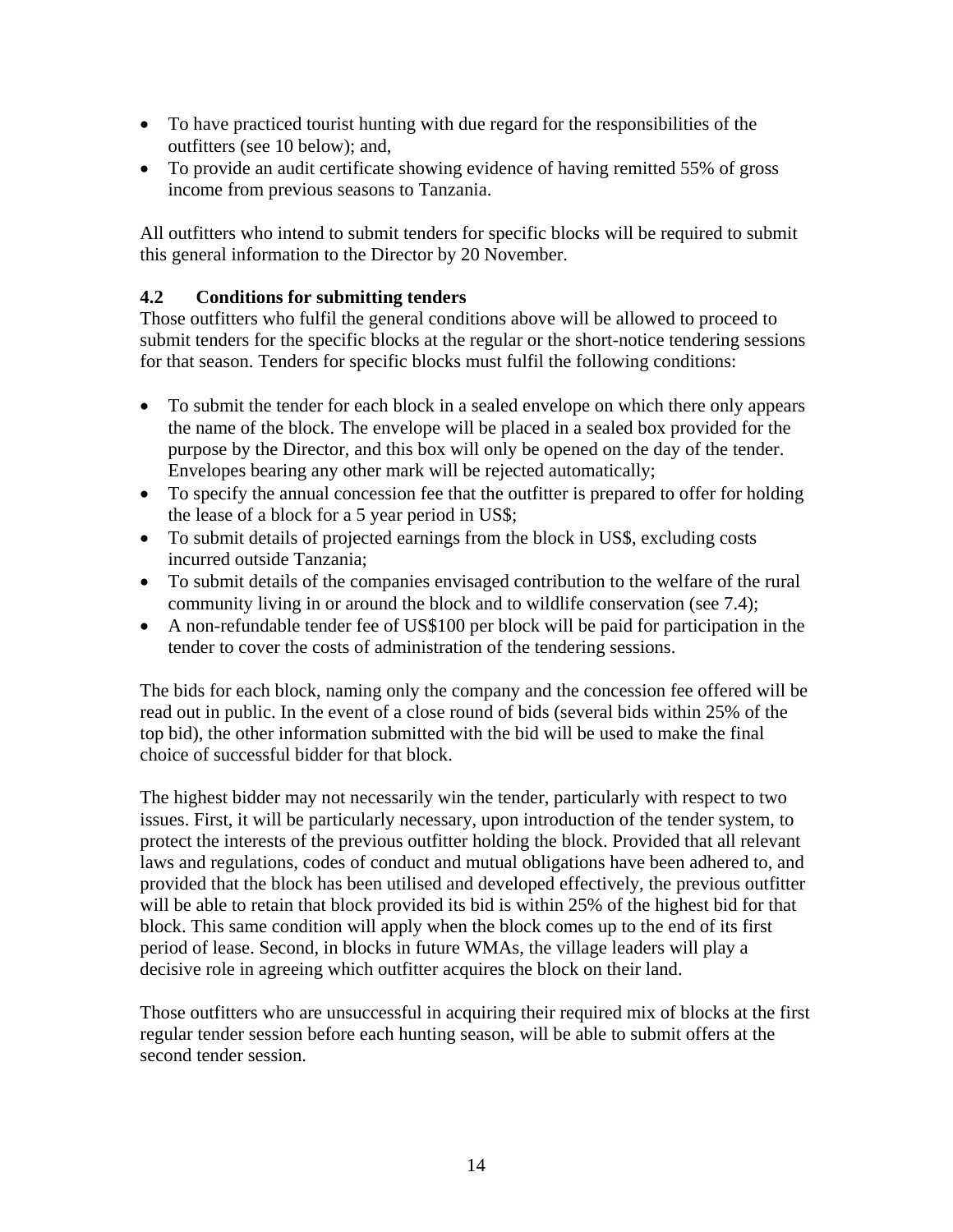- To have practiced tourist hunting with due regard for the responsibilities of the outfitters (see 10 below); and,
- To provide an audit certificate showing evidence of having remitted 55% of gross income from previous seasons to Tanzania.

All outfitters who intend to submit tenders for specific blocks will be required to submit this general information to the Director by 20 November.

### 4.2 Conditions for submitting tenders

Those outfitters who fulfil the general conditions above will be allowed to proceed to submit tenders for the specific blocks at the regular or the short-notice tendering sessions for that season. Tenders for specific blocks must fulfil the following conditions:

- To submit the tender for each block in a sealed envelope on which there only appears the name of the block. The envelope will be placed in a sealed box provided for the purpose by the Director, and this box will only be opened on the day of the tender. Envelopes bearing any other mark will be rejected automatically;
- To specify the annual concession fee that the outfitter is prepared to offer for holding the lease of a block for a 5 year period in US$;
- To submit details of projected earnings from the block in US$, excluding costs incurred outside Tanzania;
- To submit details of the companies envisaged contribution to the welfare of the rural community living in or around the block and to wildlife conservation (see 7.4);
- A non-refundable tender fee of US$100 per block will be paid for participation in the tender to cover the costs of administration of the tendering sessions.

The bids for each block, naming only the company and the concession fee offered will be read out in public. In the event of a close round of bids (several bids within 25% of the top bid), the other information submitted with the bid will be used to make the final choice of successful bidder for that block.

The highest bidder may not necessarily win the tender, particularly with respect to two issues. First, it will be particularly necessary, upon introduction of the tender system, to protect the interests of the previous outfitter holding the block. Provided that all relevant laws and regulations, codes of conduct and mutual obligations have been adhered to, and provided that the block has been utilised and developed effectively, the previous outfitter will be able to retain that block provided its bid is within 25% of the highest bid for that block. This same condition will apply when the block comes up to the end of its first period of lease. Second, in blocks in future WMAs, the village leaders will play a decisive role in agreeing which outfitter acquires the block on their land.

Those outfitters who are unsuccessful in acquiring their required mix of blocks at the first regular tender session before each hunting season, will be able to submit offers at the second tender session.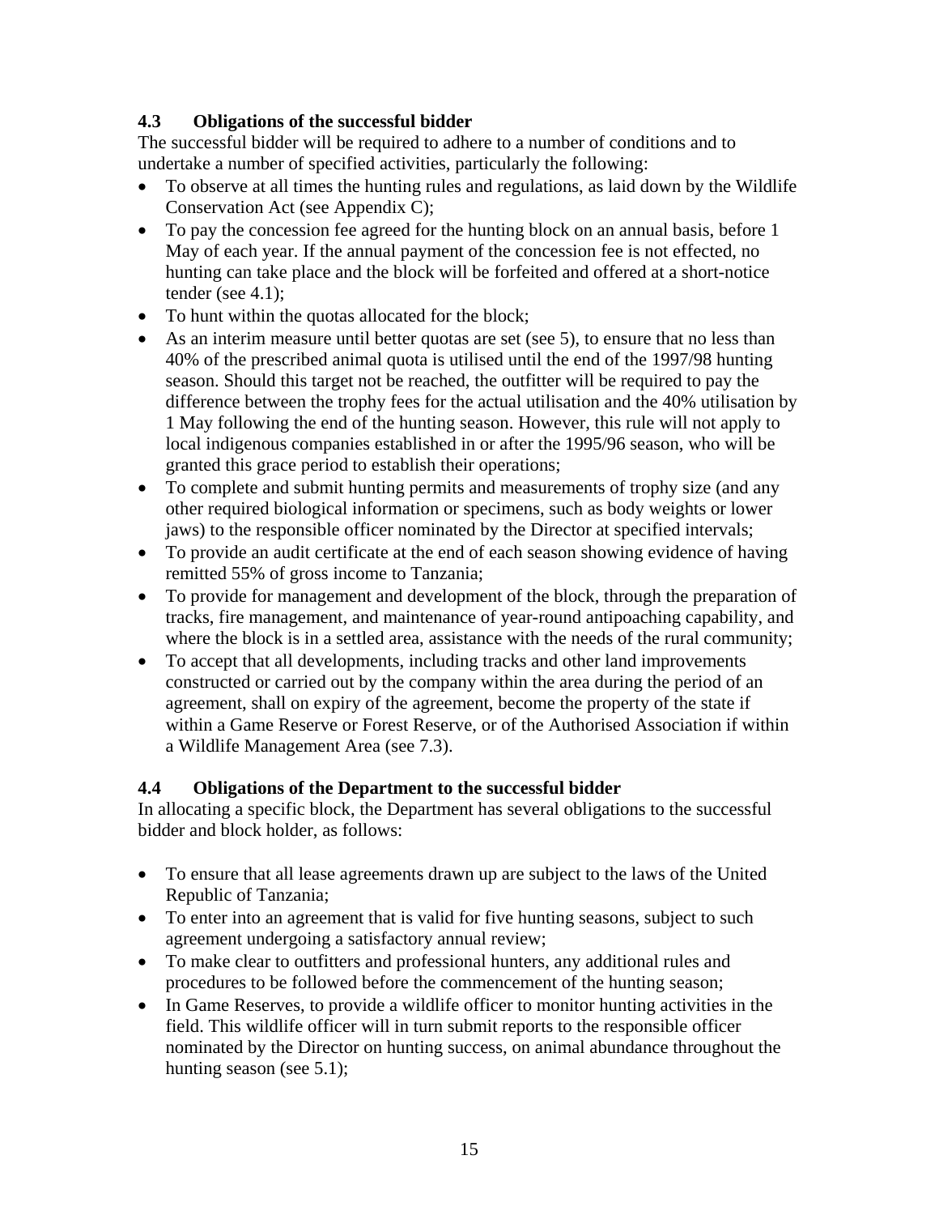### 4.3 Obligations of the successful bidder

The successful bidder will be required to adhere to a number of conditions and to undertake a number of specified activities, particularly the following:

- To observe at all times the hunting rules and regulations, as laid down by the Wildlife Conservation Act (see Appendix C);
- To pay the concession fee agreed for the hunting block on an annual basis, before 1 May of each year. If the annual payment of the concession fee is not effected, no hunting can take place and the block will be forfeited and offered at a short-notice tender (see 4.1);
- To hunt within the quotas allocated for the block;
- As an interim measure until better quotas are set (see 5), to ensure that no less than 40% of the prescribed animal quota is utilised until the end of the 1997/98 hunting season. Should this target not be reached, the outfitter will be required to pay the difference between the trophy fees for the actual utilisation and the 40% utilisation by 1 May following the end of the hunting season. However, this rule will not apply to local indigenous companies established in or after the 1995/96 season, who will be granted this grace period to establish their operations;
- To complete and submit hunting permits and measurements of trophy size (and any other required biological information or specimens, such as body weights or lower jaws) to the responsible officer nominated by the Director at specified intervals;
- To provide an audit certificate at the end of each season showing evidence of having remitted 55% of gross income to Tanzania;
- To provide for management and development of the block, through the preparation of tracks, fire management, and maintenance of year-round antipoaching capability, and where the block is in a settled area, assistance with the needs of the rural community;
- To accept that all developments, including tracks and other land improvements constructed or carried out by the company within the area during the period of an agreement, shall on expiry of the agreement, become the property of the state if within a Game Reserve or Forest Reserve, or of the Authorised Association if within a Wildlife Management Area (see 7.3).

### 4.4 Obligations of the Department to the successful bidder

In allocating a specific block, the Department has several obligations to the successful bidder and block holder, as follows:

- To ensure that all lease agreements drawn up are subject to the laws of the United Republic of Tanzania;
- To enter into an agreement that is valid for five hunting seasons, subject to such agreement undergoing a satisfactory annual review;
- To make clear to outfitters and professional hunters, any additional rules and procedures to be followed before the commencement of the hunting season;
- In Game Reserves, to provide a wildlife officer to monitor hunting activities in the field. This wildlife officer will in turn submit reports to the responsible officer nominated by the Director on hunting success, on animal abundance throughout the hunting season (see 5.1);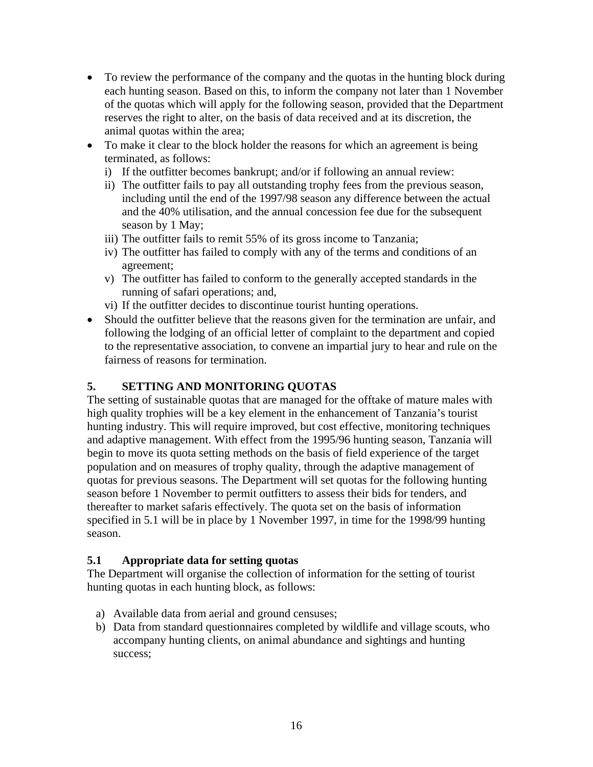- To review the performance of the company and the quotas in the hunting block during each hunting season. Based on this, to inform the company not later than 1 November of the quotas which will apply for the following season, provided that the Department reserves the right to alter, on the basis of data received and at its discretion, the animal quotas within the area;
- To make it clear to the block holder the reasons for which an agreement is being terminated, as follows:
  - i) If the outfitter becomes bankrupt; and/or if following an annual review:
  - ii) The outfitter fails to pay all outstanding trophy fees from the previous season, including until the end of the 1997/98 season any difference between the actual and the 40% utilisation, and the annual concession fee due for the subsequent season by 1 May;
  - iii) The outfitter fails to remit 55% of its gross income to Tanzania;
  - iv) The outfitter has failed to comply with any of the terms and conditions of an agreement;
  - v) The outfitter has failed to conform to the generally accepted standards in the running of safari operations; and,
  - vi) If the outfitter decides to discontinue tourist hunting operations.
- Should the outfitter believe that the reasons given for the termination are unfair, and following the lodging of an official letter of complaint to the department and copied to the representative association, to convene an impartial jury to hear and rule on the fairness of reasons for termination.

## 5. SETTING AND MONITORING QUOTAS

The setting of sustainable quotas that are managed for the offtake of mature males with high quality trophies will be a key element in the enhancement of Tanzania's tourist hunting industry. This will require improved, but cost effective, monitoring techniques and adaptive management. With effect from the 1995/96 hunting season, Tanzania will begin to move its quota setting methods on the basis of field experience of the target population and on measures of trophy quality, through the adaptive management of quotas for previous seasons. The Department will set quotas for the following hunting season before 1 November to permit outfitters to assess their bids for tenders, and thereafter to market safaris effectively. The quota set on the basis of information specified in 5.1 will be in place by 1 November 1997, in time for the 1998/99 hunting season.

### 5.1 Appropriate data for setting quotas

The Department will organise the collection of information for the setting of tourist hunting quotas in each hunting block, as follows:

a) Available data from aerial and ground censuses;
b) Data from standard questionnaires completed by wildlife and village scouts, who accompany hunting clients, on animal abundance and sightings and hunting success;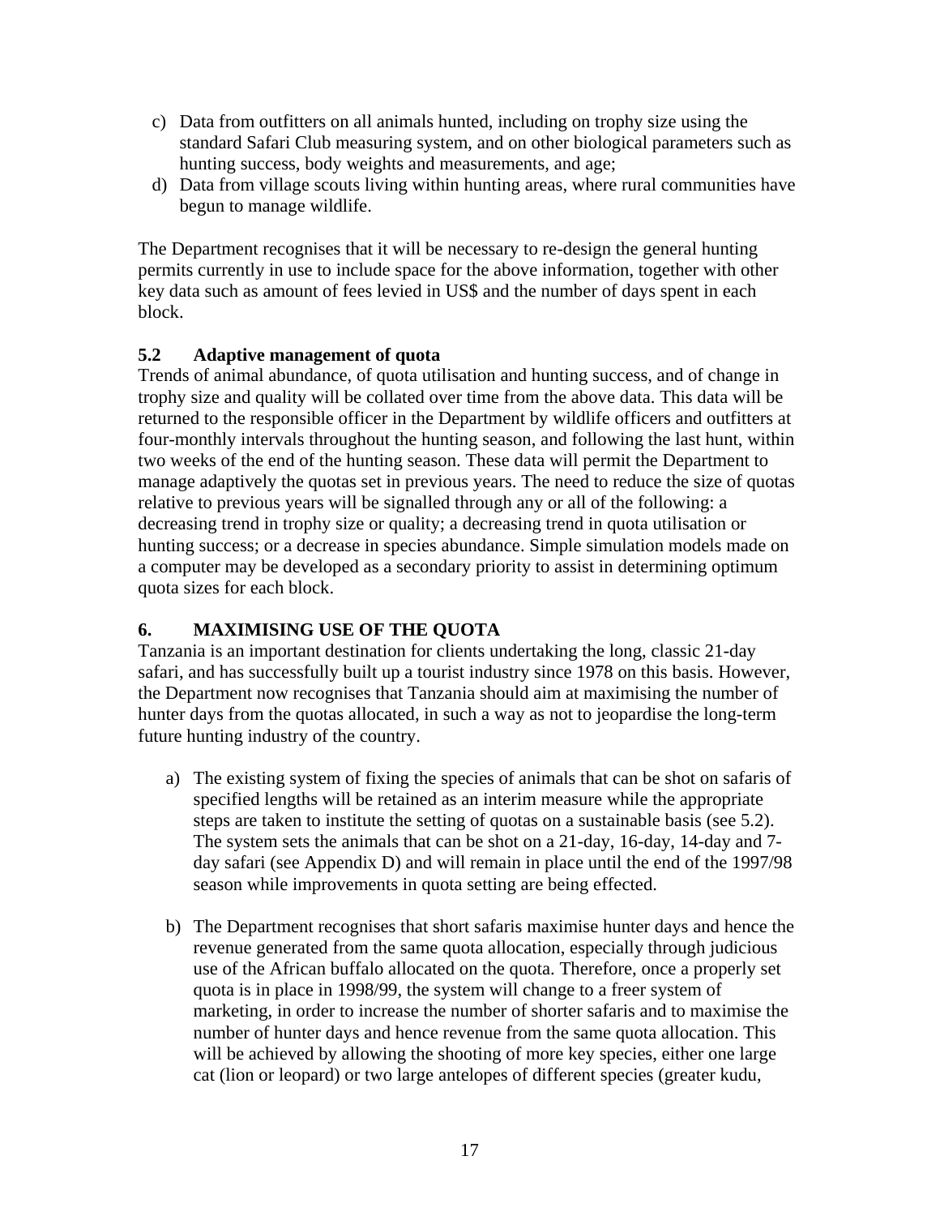c) Data from outfitters on all animals hunted, including on trophy size using the standard Safari Club measuring system, and on other biological parameters such as hunting success, body weights and measurements, and age;
d) Data from village scouts living within hunting areas, where rural communities have begun to manage wildlife.

The Department recognises that it will be necessary to re-design the general hunting permits currently in use to include space for the above information, together with other key data such as amount of fees levied in US$ and the number of days spent in each block.

### 5.2 Adaptive management of quota

Trends of animal abundance, of quota utilisation and hunting success, and of change in trophy size and quality will be collated over time from the above data. This data will be returned to the responsible officer in the Department by wildlife officers and outfitters at four-monthly intervals throughout the hunting season, and following the last hunt, within two weeks of the end of the hunting season. These data will permit the Department to manage adaptively the quotas set in previous years. The need to reduce the size of quotas relative to previous years will be signalled through any or all of the following: a decreasing trend in trophy size or quality; a decreasing trend in quota utilisation or hunting success; or a decrease in species abundance. Simple simulation models made on a computer may be developed as a secondary priority to assist in determining optimum quota sizes for each block.

## 6. MAXIMISING USE OF THE QUOTA

Tanzania is an important destination for clients undertaking the long, classic 21-day safari, and has successfully built up a tourist industry since 1978 on this basis. However, the Department now recognises that Tanzania should aim at maximising the number of hunter days from the quotas allocated, in such a way as not to jeopardise the long-term future hunting industry of the country.

a) The existing system of fixing the species of animals that can be shot on safaris of specified lengths will be retained as an interim measure while the appropriate steps are taken to institute the setting of quotas on a sustainable basis (see 5.2). The system sets the animals that can be shot on a 21-day, 16-day, 14-day and 7-day safari (see Appendix D) and will remain in place until the end of the 1997/98 season while improvements in quota setting are being effected.

b) The Department recognises that short safaris maximise hunter days and hence the revenue generated from the same quota allocation, especially through judicious use of the African buffalo allocated on the quota. Therefore, once a properly set quota is in place in 1998/99, the system will change to a freer system of marketing, in order to increase the number of shorter safaris and to maximise the number of hunter days and hence revenue from the same quota allocation. This will be achieved by allowing the shooting of more key species, either one large cat (lion or leopard) or two large antelopes of different species (greater kudu,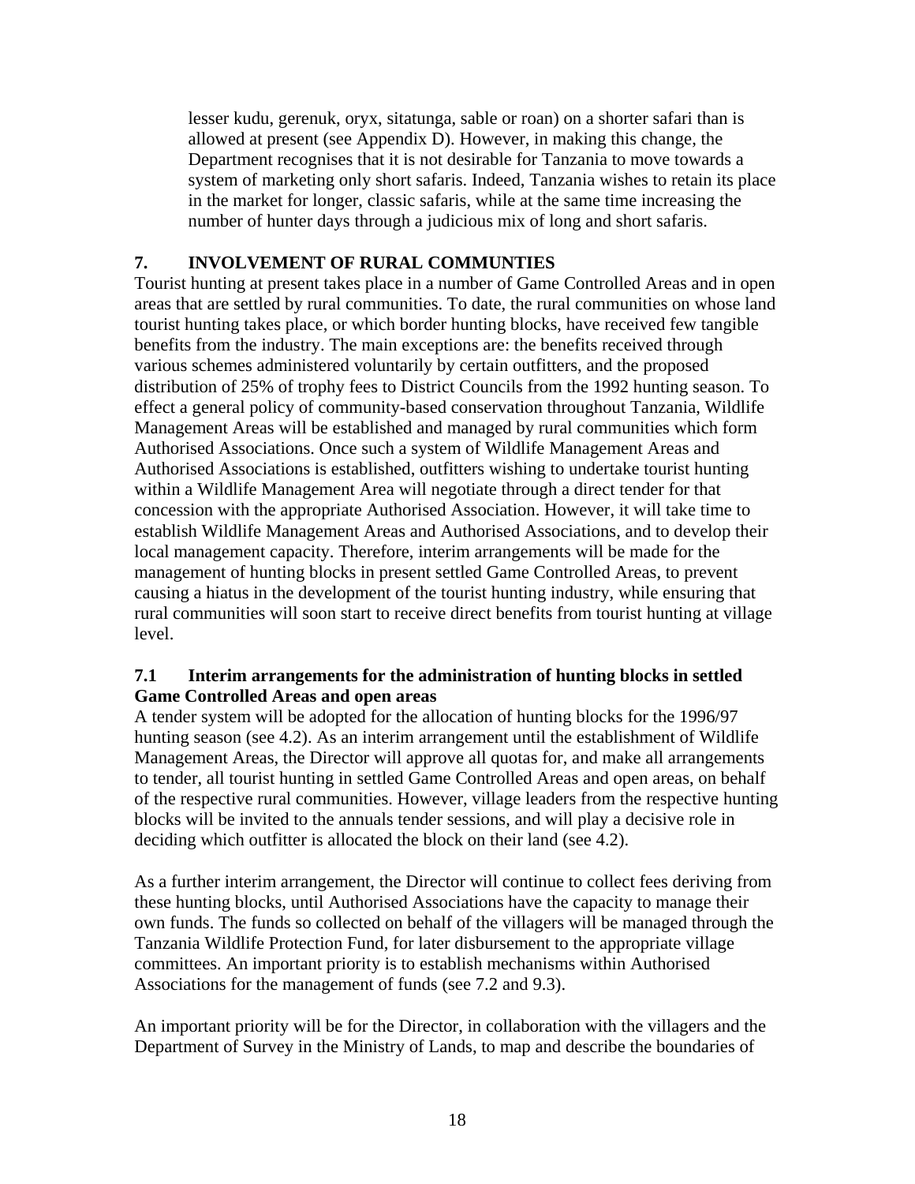lesser kudu, gerenuk, oryx, sitatunga, sable or roan) on a shorter safari than is allowed at present (see Appendix D). However, in making this change, the Department recognises that it is not desirable for Tanzania to move towards a system of marketing only short safaris. Indeed, Tanzania wishes to retain its place in the market for longer, classic safaris, while at the same time increasing the number of hunter days through a judicious mix of long and short safaris.

## 7. INVOLVEMENT OF RURAL COMMUNTIES

Tourist hunting at present takes place in a number of Game Controlled Areas and in open areas that are settled by rural communities. To date, the rural communities on whose land tourist hunting takes place, or which border hunting blocks, have received few tangible benefits from the industry. The main exceptions are: the benefits received through various schemes administered voluntarily by certain outfitters, and the proposed distribution of 25% of trophy fees to District Councils from the 1992 hunting season. To effect a general policy of community-based conservation throughout Tanzania, Wildlife Management Areas will be established and managed by rural communities which form Authorised Associations. Once such a system of Wildlife Management Areas and Authorised Associations is established, outfitters wishing to undertake tourist hunting within a Wildlife Management Area will negotiate through a direct tender for that concession with the appropriate Authorised Association. However, it will take time to establish Wildlife Management Areas and Authorised Associations, and to develop their local management capacity. Therefore, interim arrangements will be made for the management of hunting blocks in present settled Game Controlled Areas, to prevent causing a hiatus in the development of the tourist hunting industry, while ensuring that rural communities will soon start to receive direct benefits from tourist hunting at village level.

### 7.1 Interim arrangements for the administration of hunting blocks in settled Game Controlled Areas and open areas

A tender system will be adopted for the allocation of hunting blocks for the 1996/97 hunting season (see 4.2). As an interim arrangement until the establishment of Wildlife Management Areas, the Director will approve all quotas for, and make all arrangements to tender, all tourist hunting in settled Game Controlled Areas and open areas, on behalf of the respective rural communities. However, village leaders from the respective hunting blocks will be invited to the annuals tender sessions, and will play a decisive role in deciding which outfitter is allocated the block on their land (see 4.2).

As a further interim arrangement, the Director will continue to collect fees deriving from these hunting blocks, until Authorised Associations have the capacity to manage their own funds. The funds so collected on behalf of the villagers will be managed through the Tanzania Wildlife Protection Fund, for later disbursement to the appropriate village committees. An important priority is to establish mechanisms within Authorised Associations for the management of funds (see 7.2 and 9.3).

An important priority will be for the Director, in collaboration with the villagers and the Department of Survey in the Ministry of Lands, to map and describe the boundaries of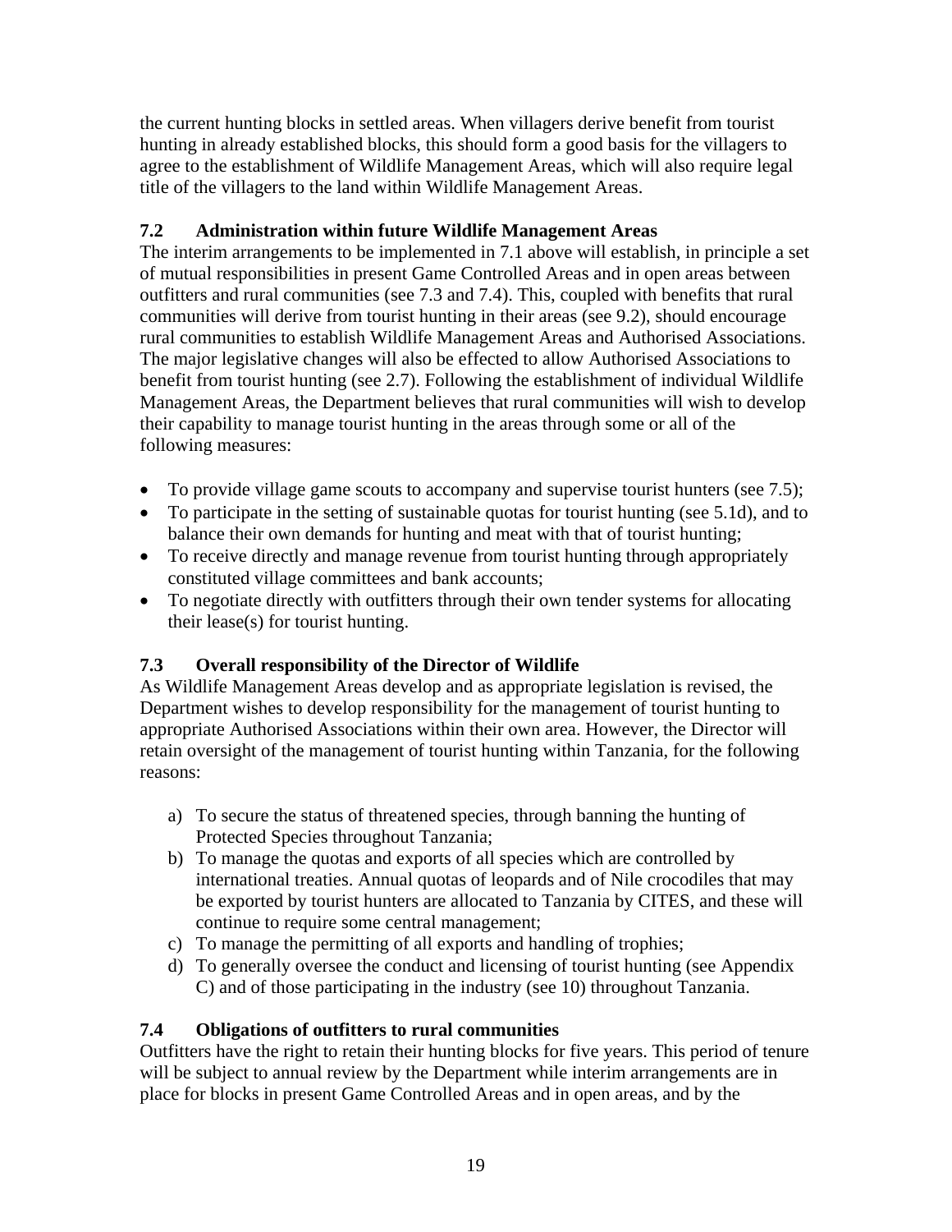the current hunting blocks in settled areas. When villagers derive benefit from tourist hunting in already established blocks, this should form a good basis for the villagers to agree to the establishment of Wildlife Management Areas, which will also require legal title of the villagers to the land within Wildlife Management Areas.

### 7.2 Administration within future Wildlife Management Areas

The interim arrangements to be implemented in 7.1 above will establish, in principle a set of mutual responsibilities in present Game Controlled Areas and in open areas between outfitters and rural communities (see 7.3 and 7.4). This, coupled with benefits that rural communities will derive from tourist hunting in their areas (see 9.2), should encourage rural communities to establish Wildlife Management Areas and Authorised Associations. The major legislative changes will also be effected to allow Authorised Associations to benefit from tourist hunting (see 2.7). Following the establishment of individual Wildlife Management Areas, the Department believes that rural communities will wish to develop their capability to manage tourist hunting in the areas through some or all of the following measures:

- To provide village game scouts to accompany and supervise tourist hunters (see 7.5);
- To participate in the setting of sustainable quotas for tourist hunting (see 5.1d), and to balance their own demands for hunting and meat with that of tourist hunting;
- To receive directly and manage revenue from tourist hunting through appropriately constituted village committees and bank accounts;
- To negotiate directly with outfitters through their own tender systems for allocating their lease(s) for tourist hunting.

### 7.3 Overall responsibility of the Director of Wildlife

As Wildlife Management Areas develop and as appropriate legislation is revised, the Department wishes to develop responsibility for the management of tourist hunting to appropriate Authorised Associations within their own area. However, the Director will retain oversight of the management of tourist hunting within Tanzania, for the following reasons:

a) To secure the status of threatened species, through banning the hunting of Protected Species throughout Tanzania;
b) To manage the quotas and exports of all species which are controlled by international treaties. Annual quotas of leopards and of Nile crocodiles that may be exported by tourist hunters are allocated to Tanzania by CITES, and these will continue to require some central management;
c) To manage the permitting of all exports and handling of trophies;
d) To generally oversee the conduct and licensing of tourist hunting (see Appendix C) and of those participating in the industry (see 10) throughout Tanzania.

### 7.4 Obligations of outfitters to rural communities

Outfitters have the right to retain their hunting blocks for five years. This period of tenure will be subject to annual review by the Department while interim arrangements are in place for blocks in present Game Controlled Areas and in open areas, and by the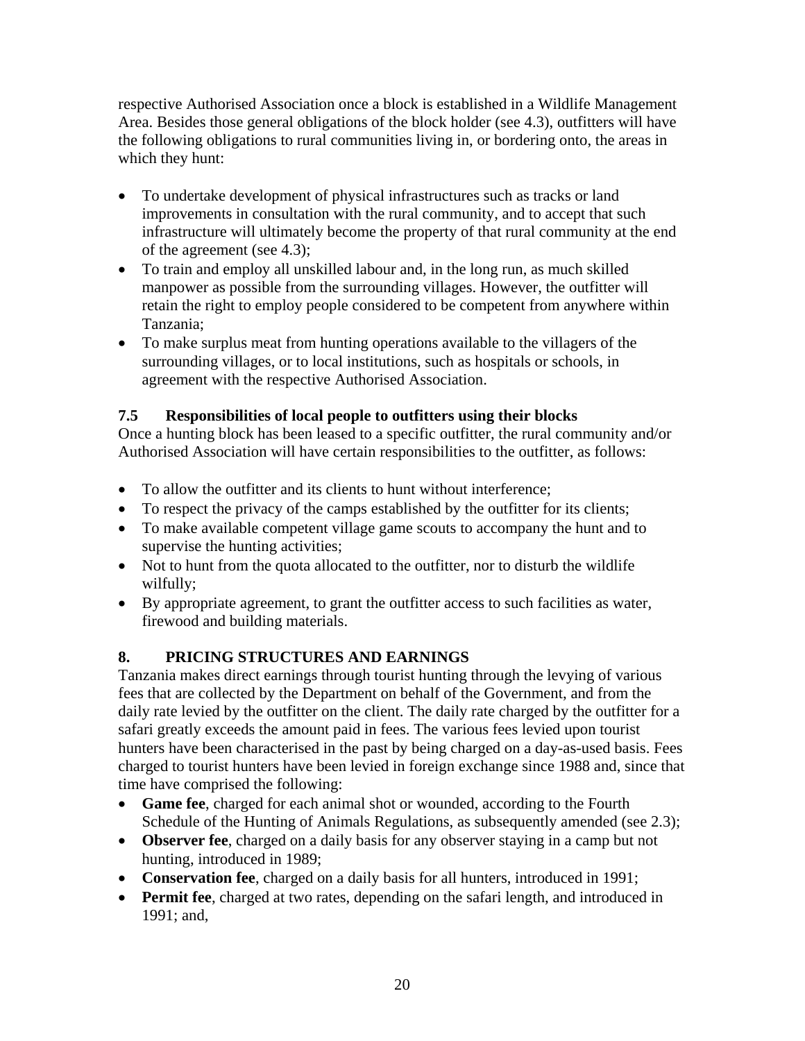respective Authorised Association once a block is established in a Wildlife Management Area. Besides those general obligations of the block holder (see 4.3), outfitters will have the following obligations to rural communities living in, or bordering onto, the areas in which they hunt:

- To undertake development of physical infrastructures such as tracks or land improvements in consultation with the rural community, and to accept that such infrastructure will ultimately become the property of that rural community at the end of the agreement (see 4.3);
- To train and employ all unskilled labour and, in the long run, as much skilled manpower as possible from the surrounding villages. However, the outfitter will retain the right to employ people considered to be competent from anywhere within Tanzania;
- To make surplus meat from hunting operations available to the villagers of the surrounding villages, or to local institutions, such as hospitals or schools, in agreement with the respective Authorised Association.

### 7.5 Responsibilities of local people to outfitters using their blocks

Once a hunting block has been leased to a specific outfitter, the rural community and/or Authorised Association will have certain responsibilities to the outfitter, as follows:

- To allow the outfitter and its clients to hunt without interference;
- To respect the privacy of the camps established by the outfitter for its clients;
- To make available competent village game scouts to accompany the hunt and to supervise the hunting activities;
- Not to hunt from the quota allocated to the outfitter, nor to disturb the wildlife wilfully;
- By appropriate agreement, to grant the outfitter access to such facilities as water, firewood and building materials.

## 8. PRICING STRUCTURES AND EARNINGS

Tanzania makes direct earnings through tourist hunting through the levying of various fees that are collected by the Department on behalf of the Government, and from the daily rate levied by the outfitter on the client. The daily rate charged by the outfitter for a safari greatly exceeds the amount paid in fees. The various fees levied upon tourist hunters have been characterised in the past by being charged on a day-as-used basis. Fees charged to tourist hunters have been levied in foreign exchange since 1988 and, since that time have comprised the following:

- **Game fee**, charged for each animal shot or wounded, according to the Fourth Schedule of the Hunting of Animals Regulations, as subsequently amended (see 2.3);
- **Observer fee**, charged on a daily basis for any observer staying in a camp but not hunting, introduced in 1989;
- **Conservation fee**, charged on a daily basis for all hunters, introduced in 1991;
- **Permit fee**, charged at two rates, depending on the safari length, and introduced in 1991; and,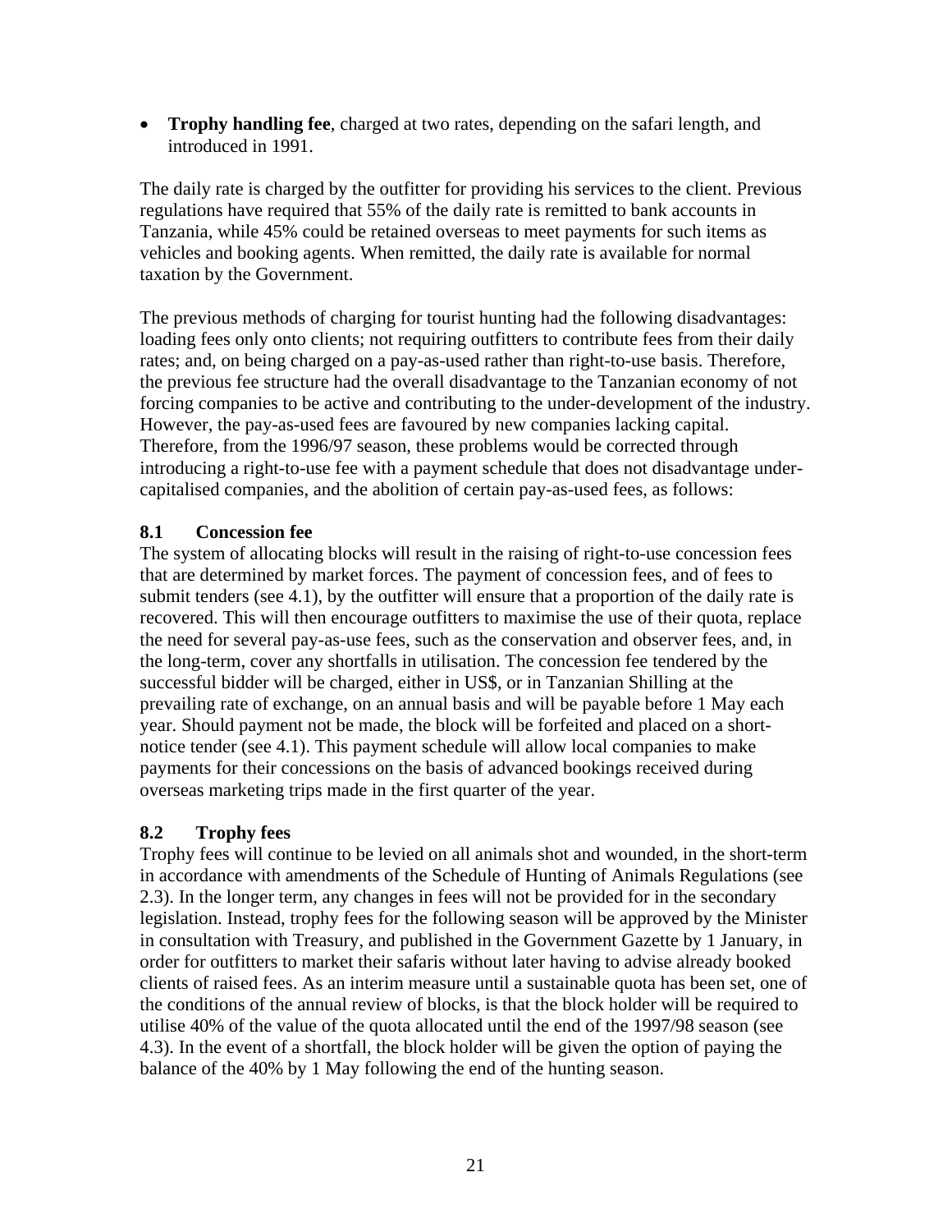- **Trophy handling fee**, charged at two rates, depending on the safari length, and introduced in 1991.

The daily rate is charged by the outfitter for providing his services to the client. Previous regulations have required that 55% of the daily rate is remitted to bank accounts in Tanzania, while 45% could be retained overseas to meet payments for such items as vehicles and booking agents. When remitted, the daily rate is available for normal taxation by the Government.

The previous methods of charging for tourist hunting had the following disadvantages: loading fees only onto clients; not requiring outfitters to contribute fees from their daily rates; and, on being charged on a pay-as-used rather than right-to-use basis. Therefore, the previous fee structure had the overall disadvantage to the Tanzanian economy of not forcing companies to be active and contributing to the under-development of the industry. However, the pay-as-used fees are favoured by new companies lacking capital. Therefore, from the 1996/97 season, these problems would be corrected through introducing a right-to-use fee with a payment schedule that does not disadvantage under-capitalised companies, and the abolition of certain pay-as-used fees, as follows:

### 8.1 Concession fee

The system of allocating blocks will result in the raising of right-to-use concession fees that are determined by market forces. The payment of concession fees, and of fees to submit tenders (see 4.1), by the outfitter will ensure that a proportion of the daily rate is recovered. This will then encourage outfitters to maximise the use of their quota, replace the need for several pay-as-use fees, such as the conservation and observer fees, and, in the long-term, cover any shortfalls in utilisation. The concession fee tendered by the successful bidder will be charged, either in US$, or in Tanzanian Shilling at the prevailing rate of exchange, on an annual basis and will be payable before 1 May each year. Should payment not be made, the block will be forfeited and placed on a short-notice tender (see 4.1). This payment schedule will allow local companies to make payments for their concessions on the basis of advanced bookings received during overseas marketing trips made in the first quarter of the year.

### 8.2 Trophy fees

Trophy fees will continue to be levied on all animals shot and wounded, in the short-term in accordance with amendments of the Schedule of Hunting of Animals Regulations (see 2.3). In the longer term, any changes in fees will not be provided for in the secondary legislation. Instead, trophy fees for the following season will be approved by the Minister in consultation with Treasury, and published in the Government Gazette by 1 January, in order for outfitters to market their safaris without later having to advise already booked clients of raised fees. As an interim measure until a sustainable quota has been set, one of the conditions of the annual review of blocks, is that the block holder will be required to utilise 40% of the value of the quota allocated until the end of the 1997/98 season (see 4.3). In the event of a shortfall, the block holder will be given the option of paying the balance of the 40% by 1 May following the end of the hunting season.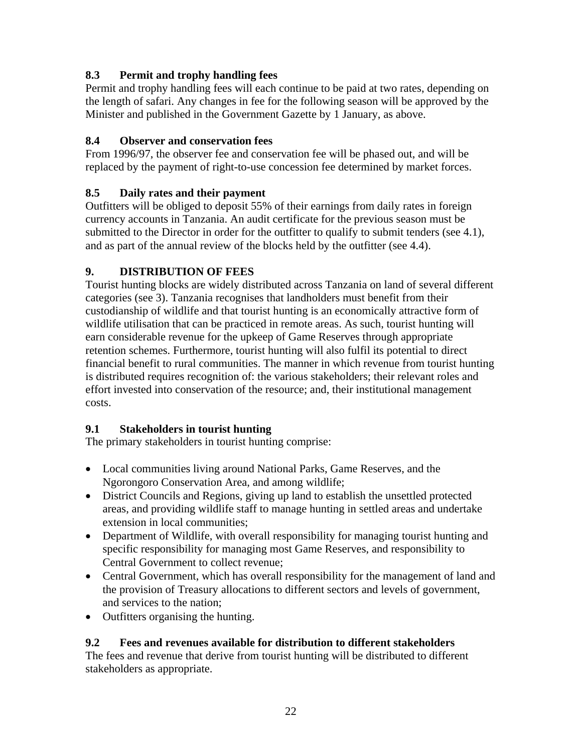### 8.3 Permit and trophy handling fees

Permit and trophy handling fees will each continue to be paid at two rates, depending on the length of safari. Any changes in fee for the following season will be approved by the Minister and published in the Government Gazette by 1 January, as above.

### 8.4 Observer and conservation fees

From 1996/97, the observer fee and conservation fee will be phased out, and will be replaced by the payment of right-to-use concession fee determined by market forces.

### 8.5 Daily rates and their payment

Outfitters will be obliged to deposit 55% of their earnings from daily rates in foreign currency accounts in Tanzania. An audit certificate for the previous season must be submitted to the Director in order for the outfitter to qualify to submit tenders (see 4.1), and as part of the annual review of the blocks held by the outfitter (see 4.4).

## 9. DISTRIBUTION OF FEES

Tourist hunting blocks are widely distributed across Tanzania on land of several different categories (see 3). Tanzania recognises that landholders must benefit from their custodianship of wildlife and that tourist hunting is an economically attractive form of wildlife utilisation that can be practiced in remote areas. As such, tourist hunting will earn considerable revenue for the upkeep of Game Reserves through appropriate retention schemes. Furthermore, tourist hunting will also fulfil its potential to direct financial benefit to rural communities. The manner in which revenue from tourist hunting is distributed requires recognition of: the various stakeholders; their relevant roles and effort invested into conservation of the resource; and, their institutional management costs.

### 9.1 Stakeholders in tourist hunting

The primary stakeholders in tourist hunting comprise:

- Local communities living around National Parks, Game Reserves, and the Ngorongoro Conservation Area, and among wildlife;
- District Councils and Regions, giving up land to establish the unsettled protected areas, and providing wildlife staff to manage hunting in settled areas and undertake extension in local communities;
- Department of Wildlife, with overall responsibility for managing tourist hunting and specific responsibility for managing most Game Reserves, and responsibility to Central Government to collect revenue;
- Central Government, which has overall responsibility for the management of land and the provision of Treasury allocations to different sectors and levels of government, and services to the nation;
- Outfitters organising the hunting.

### 9.2 Fees and revenues available for distribution to different stakeholders

The fees and revenue that derive from tourist hunting will be distributed to different stakeholders as appropriate.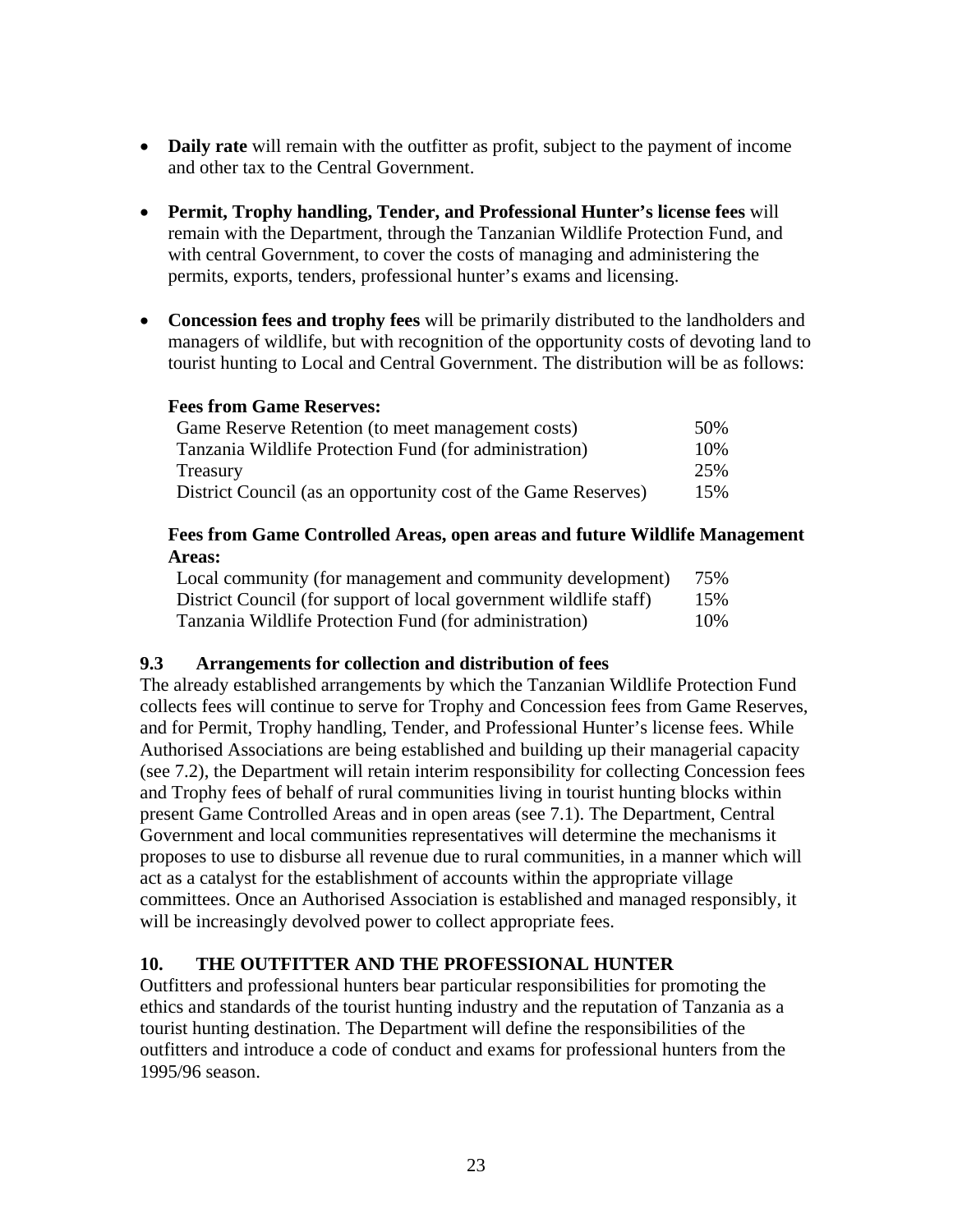- **Daily rate** will remain with the outfitter as profit, subject to the payment of income and other tax to the Central Government.

- **Permit, Trophy handling, Tender, and Professional Hunter's license fees** will remain with the Department, through the Tanzanian Wildlife Protection Fund, and with central Government, to cover the costs of managing and administering the permits, exports, tenders, professional hunter's exams and licensing.

- **Concession fees and trophy fees** will be primarily distributed to the landholders and managers of wildlife, but with recognition of the opportunity costs of devoting land to tourist hunting to Local and Central Government. The distribution will be as follows:

  **Fees from Game Reserves:**

  | | |
  |---|---|
  | Game Reserve Retention (to meet management costs) | 50% |
  | Tanzania Wildlife Protection Fund (for administration) | 10% |
  | Treasury | 25% |
  | District Council (as an opportunity cost of the Game Reserves) | 15% |

  **Fees from Game Controlled Areas, open areas and future Wildlife Management Areas:**

  | | |
  |---|---|
  | Local community (for management and community development) | 75% |
  | District Council (for support of local government wildlife staff) | 15% |
  | Tanzania Wildlife Protection Fund (for administration) | 10% |

### 9.3 Arrangements for collection and distribution of fees

The already established arrangements by which the Tanzanian Wildlife Protection Fund collects fees will continue to serve for Trophy and Concession fees from Game Reserves, and for Permit, Trophy handling, Tender, and Professional Hunter's license fees. While Authorised Associations are being established and building up their managerial capacity (see 7.2), the Department will retain interim responsibility for collecting Concession fees and Trophy fees of behalf of rural communities living in tourist hunting blocks within present Game Controlled Areas and in open areas (see 7.1). The Department, Central Government and local communities representatives will determine the mechanisms it proposes to use to disburse all revenue due to rural communities, in a manner which will act as a catalyst for the establishment of accounts within the appropriate village committees. Once an Authorised Association is established and managed responsibly, it will be increasingly devolved power to collect appropriate fees.

## 10. THE OUTFITTER AND THE PROFESSIONAL HUNTER

Outfitters and professional hunters bear particular responsibilities for promoting the ethics and standards of the tourist hunting industry and the reputation of Tanzania as a tourist hunting destination. The Department will define the responsibilities of the outfitters and introduce a code of conduct and exams for professional hunters from the 1995/96 season.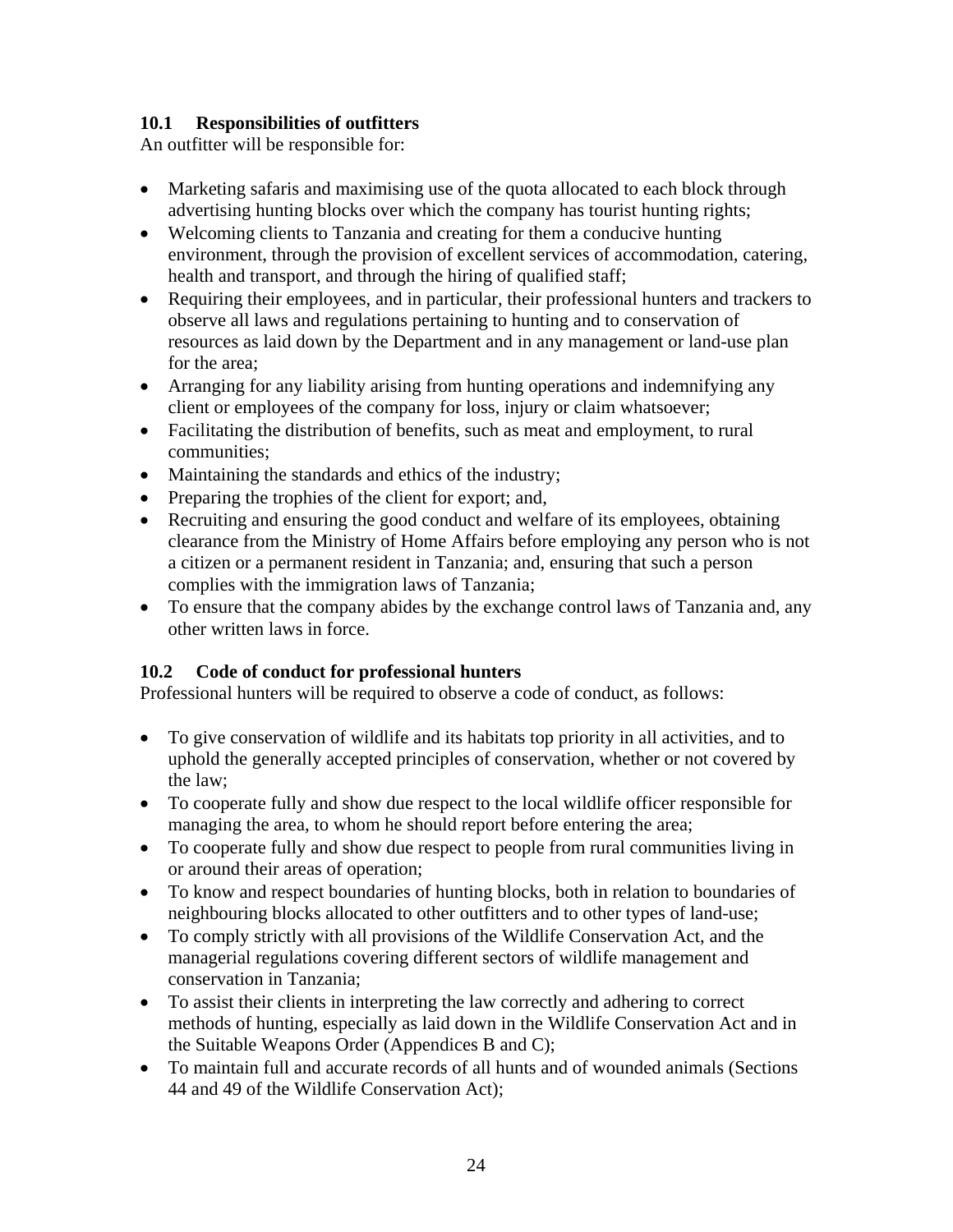### 10.1 Responsibilities of outfitters

An outfitter will be responsible for:

- Marketing safaris and maximising use of the quota allocated to each block through advertising hunting blocks over which the company has tourist hunting rights;
- Welcoming clients to Tanzania and creating for them a conducive hunting environment, through the provision of excellent services of accommodation, catering, health and transport, and through the hiring of qualified staff;
- Requiring their employees, and in particular, their professional hunters and trackers to observe all laws and regulations pertaining to hunting and to conservation of resources as laid down by the Department and in any management or land-use plan for the area;
- Arranging for any liability arising from hunting operations and indemnifying any client or employees of the company for loss, injury or claim whatsoever;
- Facilitating the distribution of benefits, such as meat and employment, to rural communities;
- Maintaining the standards and ethics of the industry;
- Preparing the trophies of the client for export; and,
- Recruiting and ensuring the good conduct and welfare of its employees, obtaining clearance from the Ministry of Home Affairs before employing any person who is not a citizen or a permanent resident in Tanzania; and, ensuring that such a person complies with the immigration laws of Tanzania;
- To ensure that the company abides by the exchange control laws of Tanzania and, any other written laws in force.

### 10.2 Code of conduct for professional hunters

Professional hunters will be required to observe a code of conduct, as follows:

- To give conservation of wildlife and its habitats top priority in all activities, and to uphold the generally accepted principles of conservation, whether or not covered by the law;
- To cooperate fully and show due respect to the local wildlife officer responsible for managing the area, to whom he should report before entering the area;
- To cooperate fully and show due respect to people from rural communities living in or around their areas of operation;
- To know and respect boundaries of hunting blocks, both in relation to boundaries of neighbouring blocks allocated to other outfitters and to other types of land-use;
- To comply strictly with all provisions of the Wildlife Conservation Act, and the managerial regulations covering different sectors of wildlife management and conservation in Tanzania;
- To assist their clients in interpreting the law correctly and adhering to correct methods of hunting, especially as laid down in the Wildlife Conservation Act and in the Suitable Weapons Order (Appendices B and C);
- To maintain full and accurate records of all hunts and of wounded animals (Sections 44 and 49 of the Wildlife Conservation Act);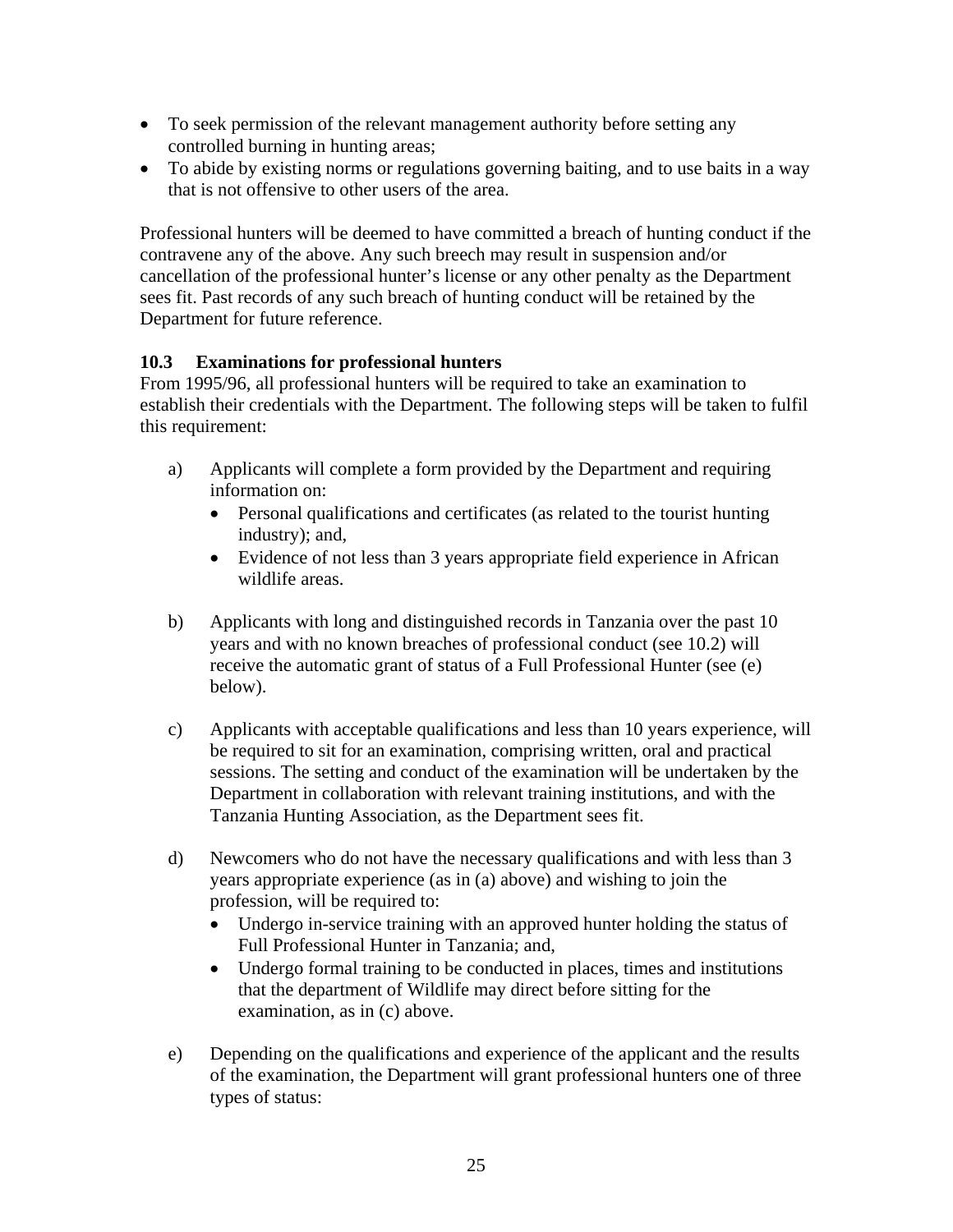- To seek permission of the relevant management authority before setting any controlled burning in hunting areas;
- To abide by existing norms or regulations governing baiting, and to use baits in a way that is not offensive to other users of the area.

Professional hunters will be deemed to have committed a breach of hunting conduct if the contravene any of the above. Any such breech may result in suspension and/or cancellation of the professional hunter's license or any other penalty as the Department sees fit. Past records of any such breach of hunting conduct will be retained by the Department for future reference.

### 10.3 Examinations for professional hunters

From 1995/96, all professional hunters will be required to take an examination to establish their credentials with the Department. The following steps will be taken to fulfil this requirement:

a) Applicants will complete a form provided by the Department and requiring information on:
   - Personal qualifications and certificates (as related to the tourist hunting industry); and,
   - Evidence of not less than 3 years appropriate field experience in African wildlife areas.

b) Applicants with long and distinguished records in Tanzania over the past 10 years and with no known breaches of professional conduct (see 10.2) will receive the automatic grant of status of a Full Professional Hunter (see (e) below).

c) Applicants with acceptable qualifications and less than 10 years experience, will be required to sit for an examination, comprising written, oral and practical sessions. The setting and conduct of the examination will be undertaken by the Department in collaboration with relevant training institutions, and with the Tanzania Hunting Association, as the Department sees fit.

d) Newcomers who do not have the necessary qualifications and with less than 3 years appropriate experience (as in (a) above) and wishing to join the profession, will be required to:
   - Undergo in-service training with an approved hunter holding the status of Full Professional Hunter in Tanzania; and,
   - Undergo formal training to be conducted in places, times and institutions that the department of Wildlife may direct before sitting for the examination, as in (c) above.

e) Depending on the qualifications and experience of the applicant and the results of the examination, the Department will grant professional hunters one of three types of status: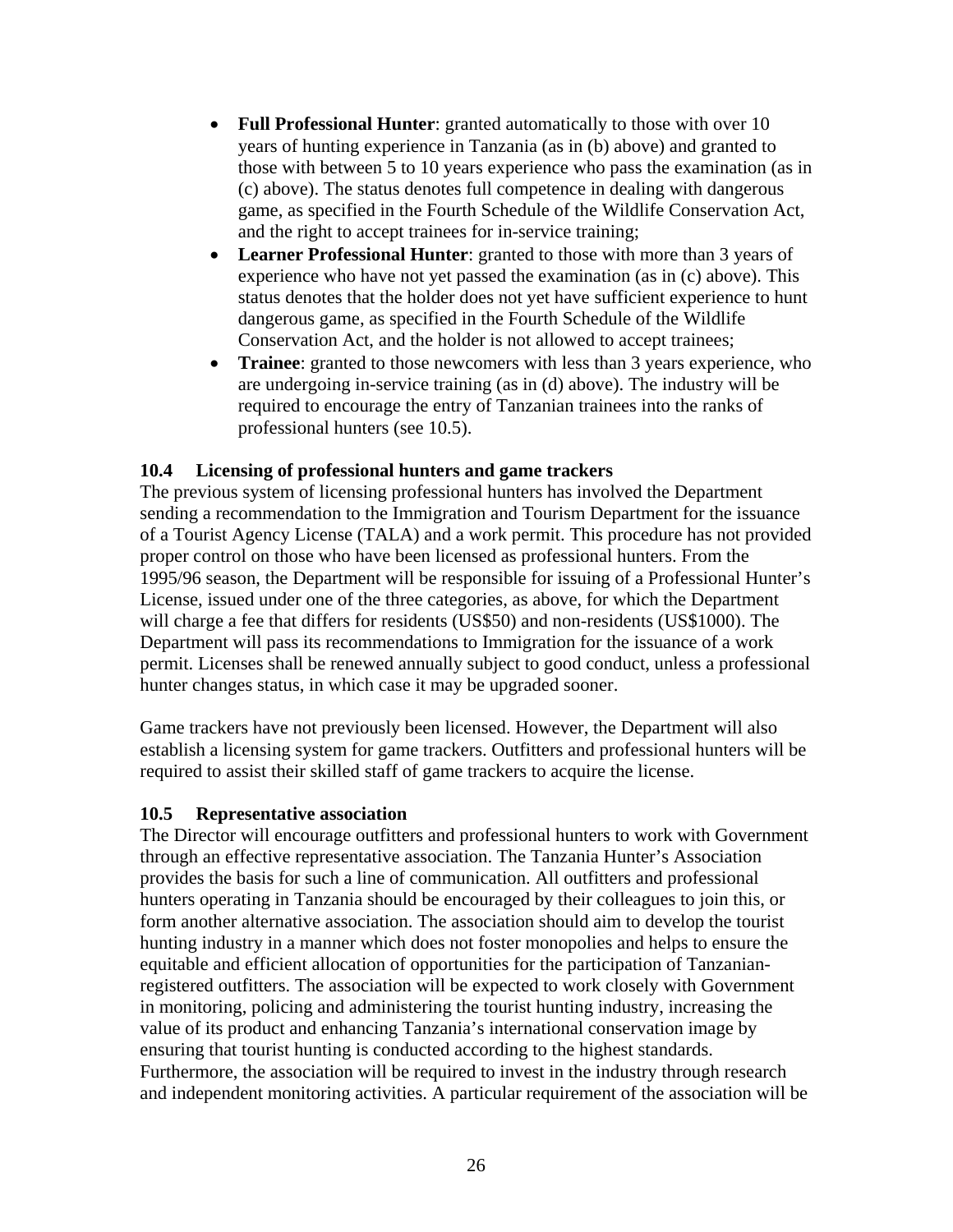- **Full Professional Hunter**: granted automatically to those with over 10 years of hunting experience in Tanzania (as in (b) above) and granted to those with between 5 to 10 years experience who pass the examination (as in (c) above). The status denotes full competence in dealing with dangerous game, as specified in the Fourth Schedule of the Wildlife Conservation Act, and the right to accept trainees for in-service training;
- **Learner Professional Hunter**: granted to those with more than 3 years of experience who have not yet passed the examination (as in (c) above). This status denotes that the holder does not yet have sufficient experience to hunt dangerous game, as specified in the Fourth Schedule of the Wildlife Conservation Act, and the holder is not allowed to accept trainees;
- **Trainee**: granted to those newcomers with less than 3 years experience, who are undergoing in-service training (as in (d) above). The industry will be required to encourage the entry of Tanzanian trainees into the ranks of professional hunters (see 10.5).

### 10.4 Licensing of professional hunters and game trackers

The previous system of licensing professional hunters has involved the Department sending a recommendation to the Immigration and Tourism Department for the issuance of a Tourist Agency License (TALA) and a work permit. This procedure has not provided proper control on those who have been licensed as professional hunters. From the 1995/96 season, the Department will be responsible for issuing of a Professional Hunter's License, issued under one of the three categories, as above, for which the Department will charge a fee that differs for residents (US$50) and non-residents (US$1000). The Department will pass its recommendations to Immigration for the issuance of a work permit. Licenses shall be renewed annually subject to good conduct, unless a professional hunter changes status, in which case it may be upgraded sooner.

Game trackers have not previously been licensed. However, the Department will also establish a licensing system for game trackers. Outfitters and professional hunters will be required to assist their skilled staff of game trackers to acquire the license.

### 10.5 Representative association

The Director will encourage outfitters and professional hunters to work with Government through an effective representative association. The Tanzania Hunter's Association provides the basis for such a line of communication. All outfitters and professional hunters operating in Tanzania should be encouraged by their colleagues to join this, or form another alternative association. The association should aim to develop the tourist hunting industry in a manner which does not foster monopolies and helps to ensure the equitable and efficient allocation of opportunities for the participation of Tanzanian-registered outfitters. The association will be expected to work closely with Government in monitoring, policing and administering the tourist hunting industry, increasing the value of its product and enhancing Tanzania's international conservation image by ensuring that tourist hunting is conducted according to the highest standards. Furthermore, the association will be required to invest in the industry through research and independent monitoring activities. A particular requirement of the association will be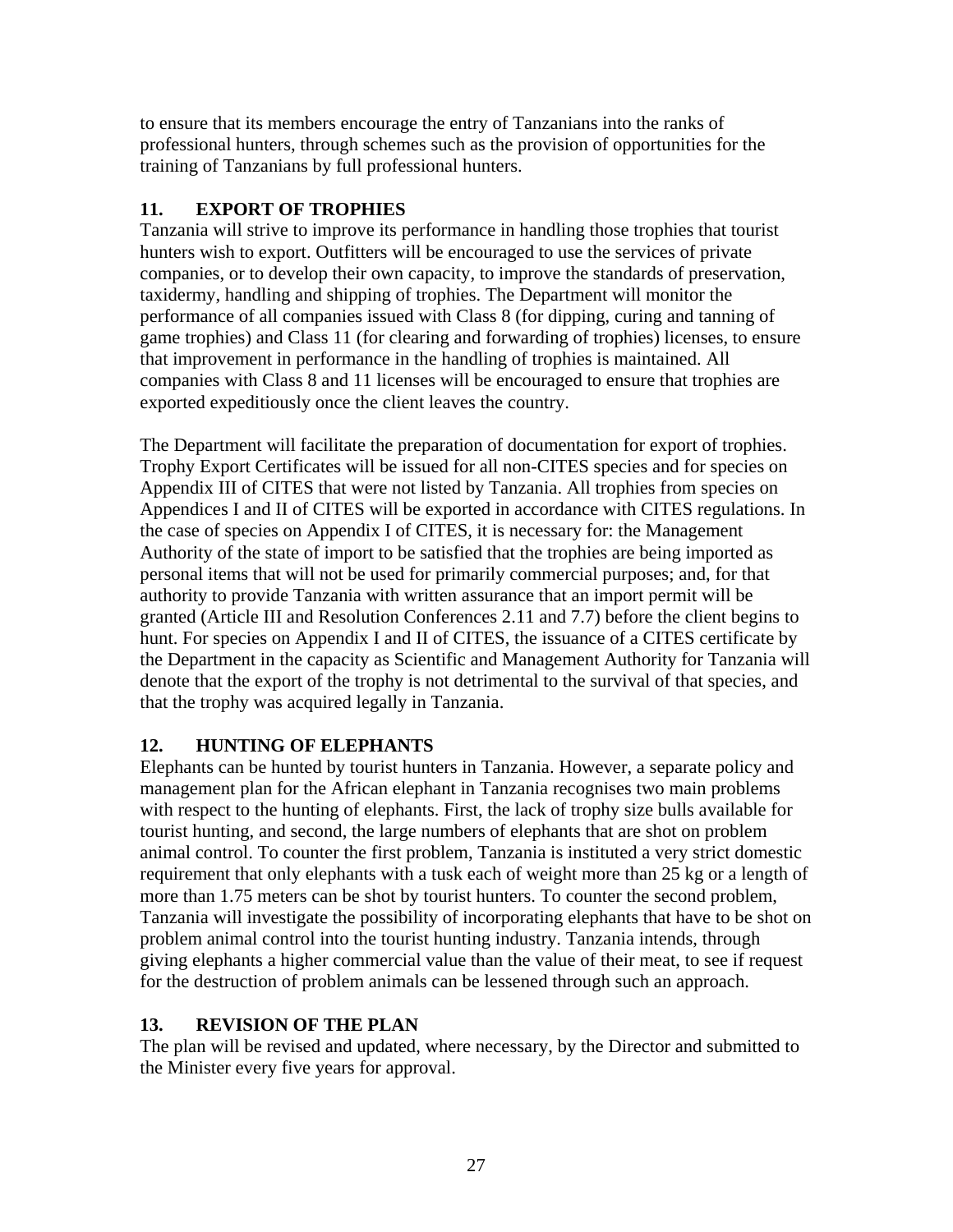to ensure that its members encourage the entry of Tanzanians into the ranks of professional hunters, through schemes such as the provision of opportunities for the training of Tanzanians by full professional hunters.

## 11. EXPORT OF TROPHIES

Tanzania will strive to improve its performance in handling those trophies that tourist hunters wish to export. Outfitters will be encouraged to use the services of private companies, or to develop their own capacity, to improve the standards of preservation, taxidermy, handling and shipping of trophies. The Department will monitor the performance of all companies issued with Class 8 (for dipping, curing and tanning of game trophies) and Class 11 (for clearing and forwarding of trophies) licenses, to ensure that improvement in performance in the handling of trophies is maintained. All companies with Class 8 and 11 licenses will be encouraged to ensure that trophies are exported expeditiously once the client leaves the country.

The Department will facilitate the preparation of documentation for export of trophies. Trophy Export Certificates will be issued for all non-CITES species and for species on Appendix III of CITES that were not listed by Tanzania. All trophies from species on Appendices I and II of CITES will be exported in accordance with CITES regulations. In the case of species on Appendix I of CITES, it is necessary for: the Management Authority of the state of import to be satisfied that the trophies are being imported as personal items that will not be used for primarily commercial purposes; and, for that authority to provide Tanzania with written assurance that an import permit will be granted (Article III and Resolution Conferences 2.11 and 7.7) before the client begins to hunt. For species on Appendix I and II of CITES, the issuance of a CITES certificate by the Department in the capacity as Scientific and Management Authority for Tanzania will denote that the export of the trophy is not detrimental to the survival of that species, and that the trophy was acquired legally in Tanzania.

## 12. HUNTING OF ELEPHANTS

Elephants can be hunted by tourist hunters in Tanzania. However, a separate policy and management plan for the African elephant in Tanzania recognises two main problems with respect to the hunting of elephants. First, the lack of trophy size bulls available for tourist hunting, and second, the large numbers of elephants that are shot on problem animal control. To counter the first problem, Tanzania is instituted a very strict domestic requirement that only elephants with a tusk each of weight more than 25 kg or a length of more than 1.75 meters can be shot by tourist hunters. To counter the second problem, Tanzania will investigate the possibility of incorporating elephants that have to be shot on problem animal control into the tourist hunting industry. Tanzania intends, through giving elephants a higher commercial value than the value of their meat, to see if request for the destruction of problem animals can be lessened through such an approach.

## 13. REVISION OF THE PLAN

The plan will be revised and updated, where necessary, by the Director and submitted to the Minister every five years for approval.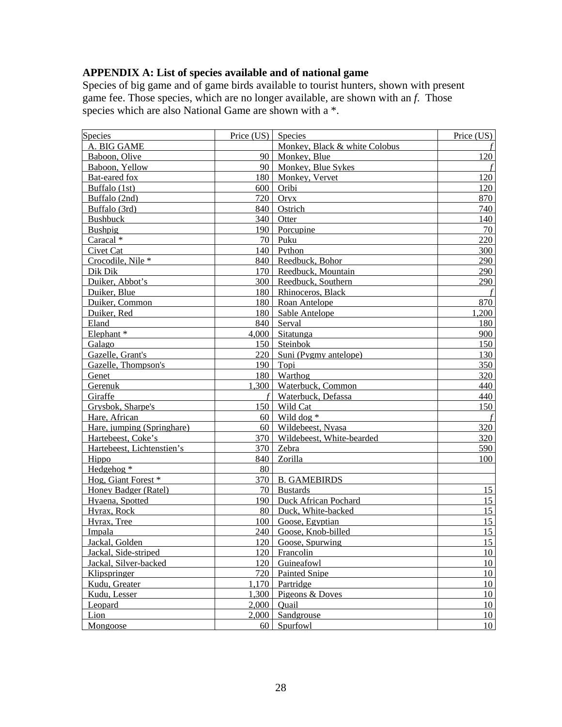**APPENDIX A: List of species available and of national game**

Species of big game and of game birds available to tourist hunters, shown with present game fee. Those species, which are no longer available, are shown with an *f*. Those species which are also National Game are shown with a *.

| Species | Price (US) | Species | Price (US) |
|---|---|---|---|
| A. BIG GAME | | Monkey, Black & white Colobus | *f* |
| Baboon, Olive | 90 | Monkey, Blue | 120 |
| Baboon, Yellow | 90 | Monkey, Blue Sykes | *f* |
| Bat-eared fox | 180 | Monkey, Vervet | 120 |
| Buffalo (1st) | 600 | Oribi | 120 |
| Buffalo (2nd) | 720 | Oryx | 870 |
| Buffalo (3rd) | 840 | Ostrich | 740 |
| Bushbuck | 340 | Otter | 140 |
| Bushpig | 190 | Porcupine | 70 |
| Caracal * | 70 | Puku | 220 |
| Civet Cat | 140 | Python | 300 |
| Crocodile, Nile * | 840 | Reedbuck, Bohor | 290 |
| Dik Dik | 170 | Reedbuck, Mountain | 290 |
| Duiker, Abbot's | 300 | Reedbuck, Southern | 290 |
| Duiker, Blue | 180 | Rhinoceros, Black | *f* |
| Duiker, Common | 180 | Roan Antelope | 870 |
| Duiker, Red | 180 | Sable Antelope | 1,200 |
| Eland | 840 | Serval | 180 |
| Elephant * | 4,000 | Sitatunga | 900 |
| Galago | 150 | Steinbok | 150 |
| Gazelle, Grant's | 220 | Suni (Pygmy antelope) | 130 |
| Gazelle, Thompson's | 190 | Topi | 350 |
| Genet | 180 | Warthog | 320 |
| Gerenuk | 1,300 | Waterbuck, Common | 440 |
| Giraffe | *f* | Waterbuck, Defassa | 440 |
| Grysbok, Sharpe's | 150 | Wild Cat | 150 |
| Hare, African | 60 | Wild dog * | *f* |
| Hare, jumping (Springhare) | 60 | Wildebeest, Nyasa | 320 |
| Hartebeest, Coke's | 370 | Wildebeest, White-bearded | 320 |
| Hartebeest, Lichtenstien's | 370 | Zebra | 590 |
| Hippo | 840 | Zorilla | 100 |
| Hedgehog * | 80 | | |
| Hog, Giant Forest * | 370 | B. GAMEBIRDS | |
| Honey Badger (Ratel) | 70 | Bustards | 15 |
| Hyaena, Spotted | 190 | Duck African Pochard | 15 |
| Hyrax, Rock | 80 | Duck, White-backed | 15 |
| Hyrax, Tree | 100 | Goose, Egyptian | 15 |
| Impala | 240 | Goose, Knob-billed | 15 |
| Jackal, Golden | 120 | Goose, Spurwing | 15 |
| Jackal, Side-striped | 120 | Francolin | 10 |
| Jackal, Silver-backed | 120 | Guineafowl | 10 |
| Klipspringer | 720 | Painted Snipe | 10 |
| Kudu, Greater | 1,170 | Partridge | 10 |
| Kudu, Lesser | 1,300 | Pigeons & Doves | 10 |
| Leopard | 2,000 | Quail | 10 |
| Lion | 2,000 | Sandgrouse | 10 |
| Mongoose | 60 | Spurfowl | 10 |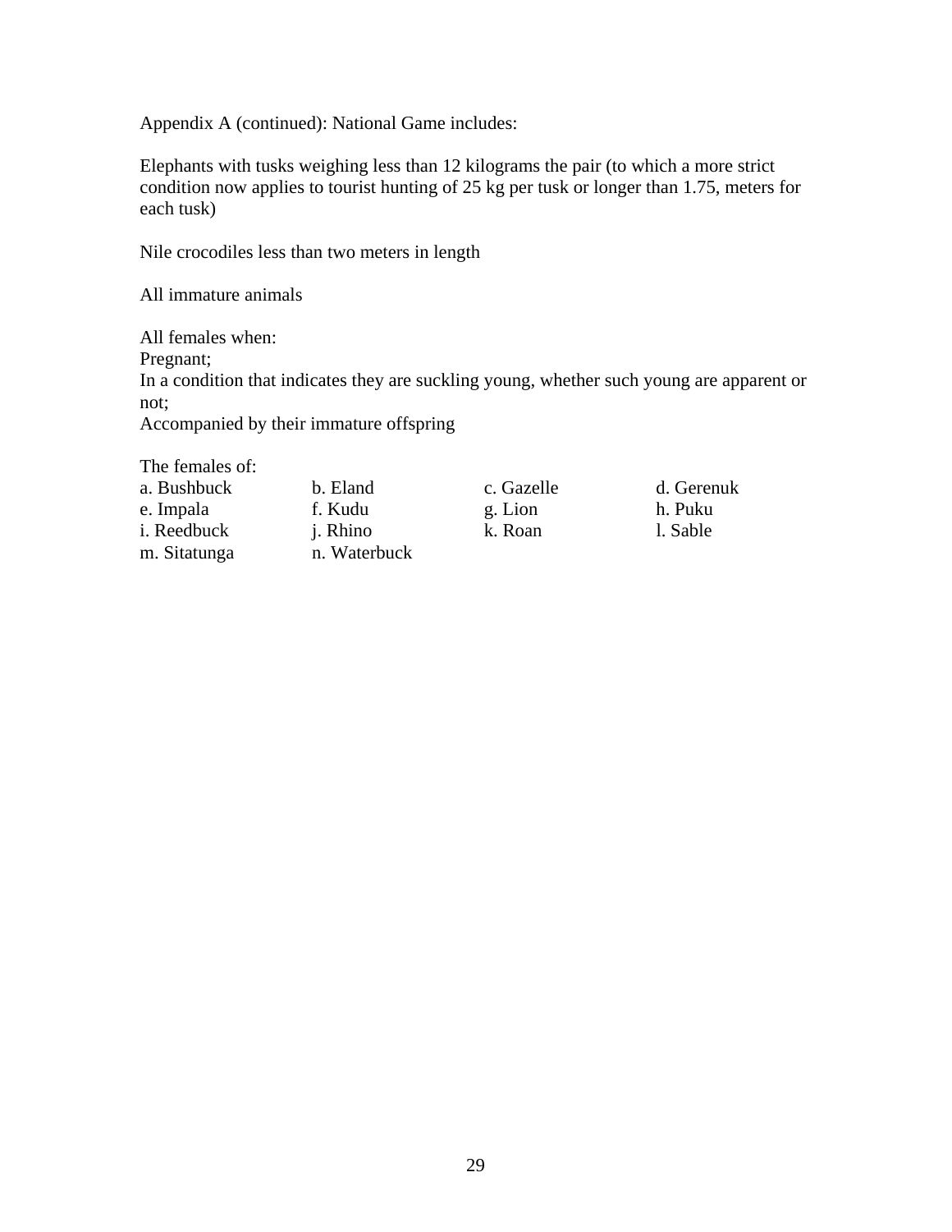Appendix A (continued): National Game includes:

Elephants with tusks weighing less than 12 kilograms the pair (to which a more strict condition now applies to tourist hunting of 25 kg per tusk or longer than 1.75, meters for each tusk)

Nile crocodiles less than two meters in length

All immature animals

All females when:
Pregnant;
In a condition that indicates they are suckling young, whether such young are apparent or not;
Accompanied by their immature offspring

The females of:

| | | | |
|---|---|---|---|
| a. Bushbuck | b. Eland | c. Gazelle | d. Gerenuk |
| e. Impala | f. Kudu | g. Lion | h. Puku |
| i. Reedbuck | j. Rhino | k. Roan | l. Sable |
| m. Sitatunga | n. Waterbuck | | |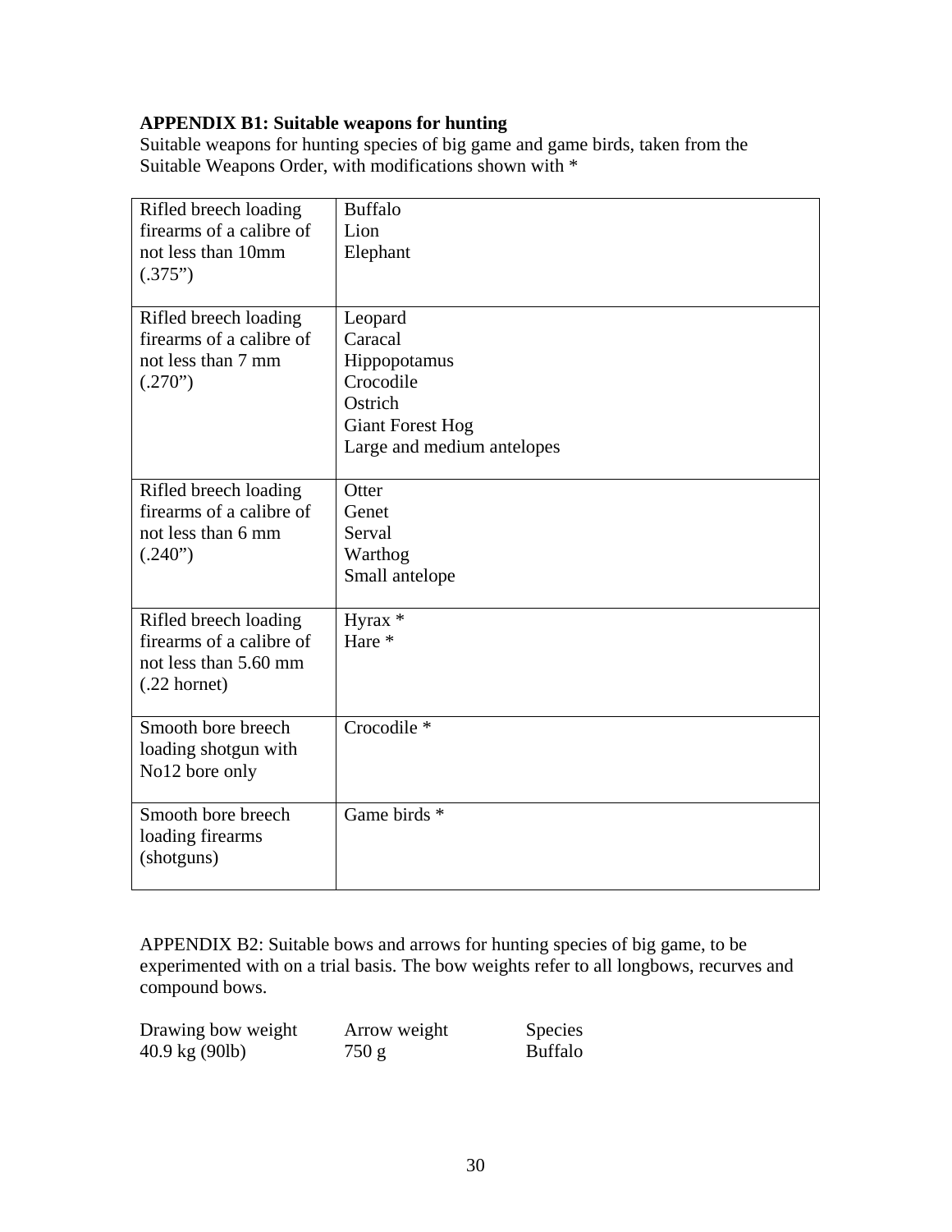**APPENDIX B1: Suitable weapons for hunting**

Suitable weapons for hunting species of big game and game birds, taken from the Suitable Weapons Order, with modifications shown with *

| Weapon | Species |
|---|---|
| Rifled breech loading firearms of a calibre of not less than 10mm (.375") | Buffalo<br>Lion<br>Elephant |
| Rifled breech loading firearms of a calibre of not less than 7 mm (.270") | Leopard<br>Caracal<br>Hippopotamus<br>Crocodile<br>Ostrich<br>Giant Forest Hog<br>Large and medium antelopes |
| Rifled breech loading firearms of a calibre of not less than 6 mm (.240") | Otter<br>Genet<br>Serval<br>Warthog<br>Small antelope |
| Rifled breech loading firearms of a calibre of not less than 5.60 mm (.22 hornet) | Hyrax *<br>Hare * |
| Smooth bore breech loading shotgun with No12 bore only | Crocodile * |
| Smooth bore breech loading firearms (shotguns) | Game birds * |

APPENDIX B2: Suitable bows and arrows for hunting species of big game, to be experimented with on a trial basis. The bow weights refer to all longbows, recurves and compound bows.

| Drawing bow weight | Arrow weight | Species |
|---|---|---|
| 40.9 kg (90lb) | 750 g | Buffalo |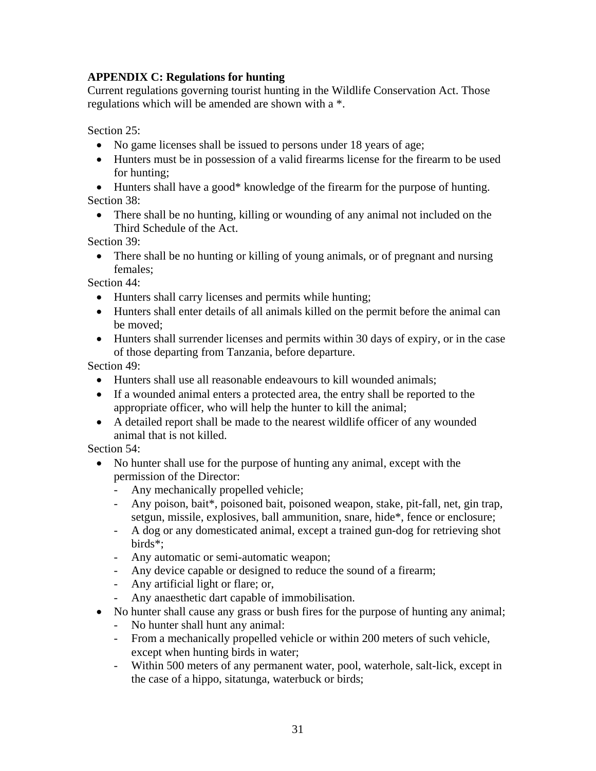**APPENDIX C: Regulations for hunting**

Current regulations governing tourist hunting in the Wildlife Conservation Act. Those regulations which will be amended are shown with a *.

Section 25:

- No game licenses shall be issued to persons under 18 years of age;
- Hunters must be in possession of a valid firearms license for the firearm to be used for hunting;
- Hunters shall have a good* knowledge of the firearm for the purpose of hunting.

Section 38:

- There shall be no hunting, killing or wounding of any animal not included on the Third Schedule of the Act.

Section 39:

- There shall be no hunting or killing of young animals, or of pregnant and nursing females;

Section 44:

- Hunters shall carry licenses and permits while hunting;
- Hunters shall enter details of all animals killed on the permit before the animal can be moved;
- Hunters shall surrender licenses and permits within 30 days of expiry, or in the case of those departing from Tanzania, before departure.

Section 49:

- Hunters shall use all reasonable endeavours to kill wounded animals;
- If a wounded animal enters a protected area, the entry shall be reported to the appropriate officer, who will help the hunter to kill the animal;
- A detailed report shall be made to the nearest wildlife officer of any wounded animal that is not killed.

Section 54:

- No hunter shall use for the purpose of hunting any animal, except with the permission of the Director:
  - Any mechanically propelled vehicle;
  - Any poison, bait*, poisoned bait, poisoned weapon, stake, pit-fall, net, gin trap, setgun, missile, explosives, ball ammunition, snare, hide*, fence or enclosure;
  - A dog or any domesticated animal, except a trained gun-dog for retrieving shot birds*;
  - Any automatic or semi-automatic weapon;
  - Any device capable or designed to reduce the sound of a firearm;
  - Any artificial light or flare; or,
  - Any anaesthetic dart capable of immobilisation.
- No hunter shall cause any grass or bush fires for the purpose of hunting any animal;
  - No hunter shall hunt any animal:
  - From a mechanically propelled vehicle or within 200 meters of such vehicle, except when hunting birds in water;
  - Within 500 meters of any permanent water, pool, waterhole, salt-lick, except in the case of a hippo, sitatunga, waterbuck or birds;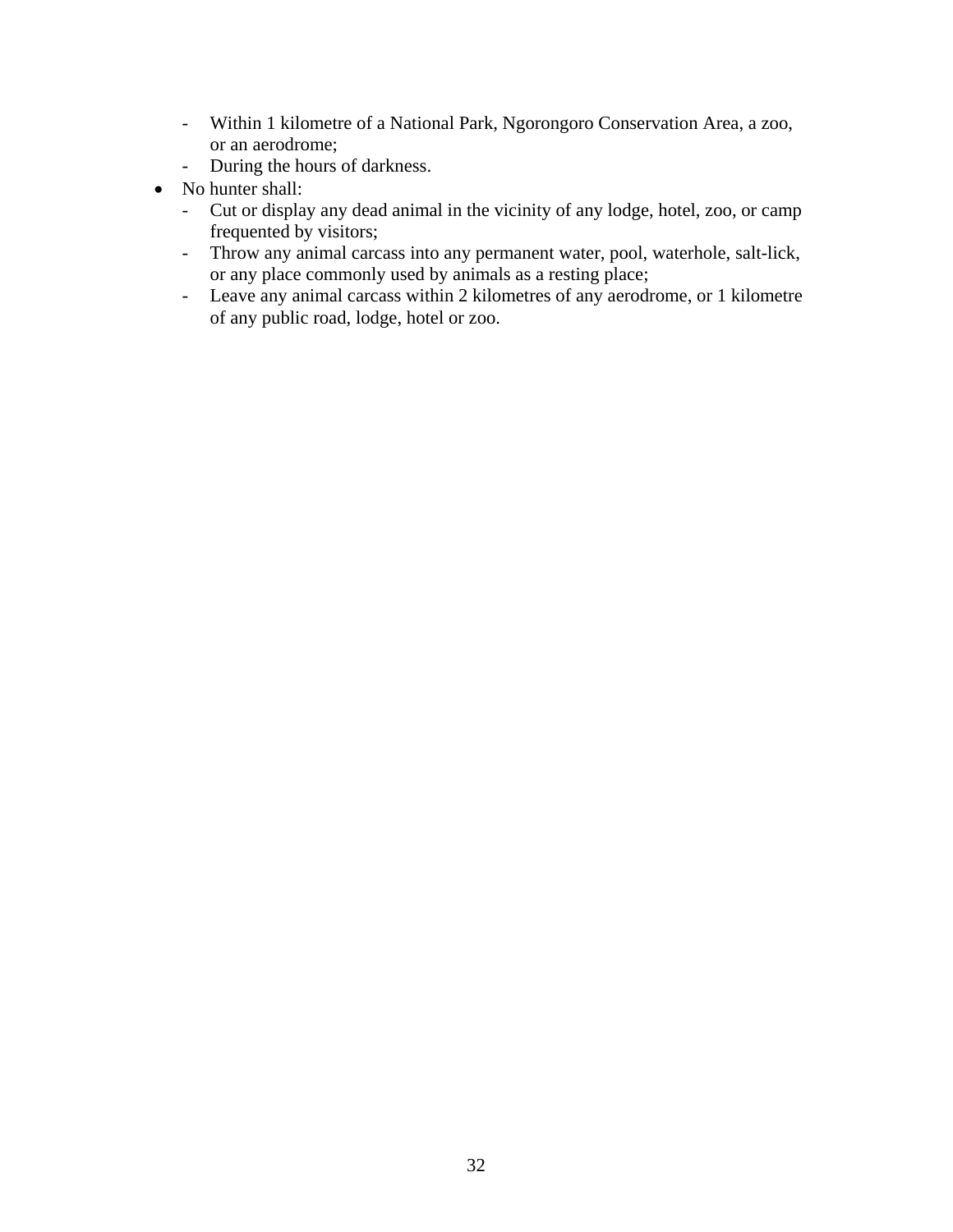- Within 1 kilometre of a National Park, Ngorongoro Conservation Area, a zoo, or an aerodrome;
  - During the hours of darkness.
- No hunter shall:
  - Cut or display any dead animal in the vicinity of any lodge, hotel, zoo, or camp frequented by visitors;
  - Throw any animal carcass into any permanent water, pool, waterhole, salt-lick, or any place commonly used by animals as a resting place;
  - Leave any animal carcass within 2 kilometres of any aerodrome, or 1 kilometre of any public road, lodge, hotel or zoo.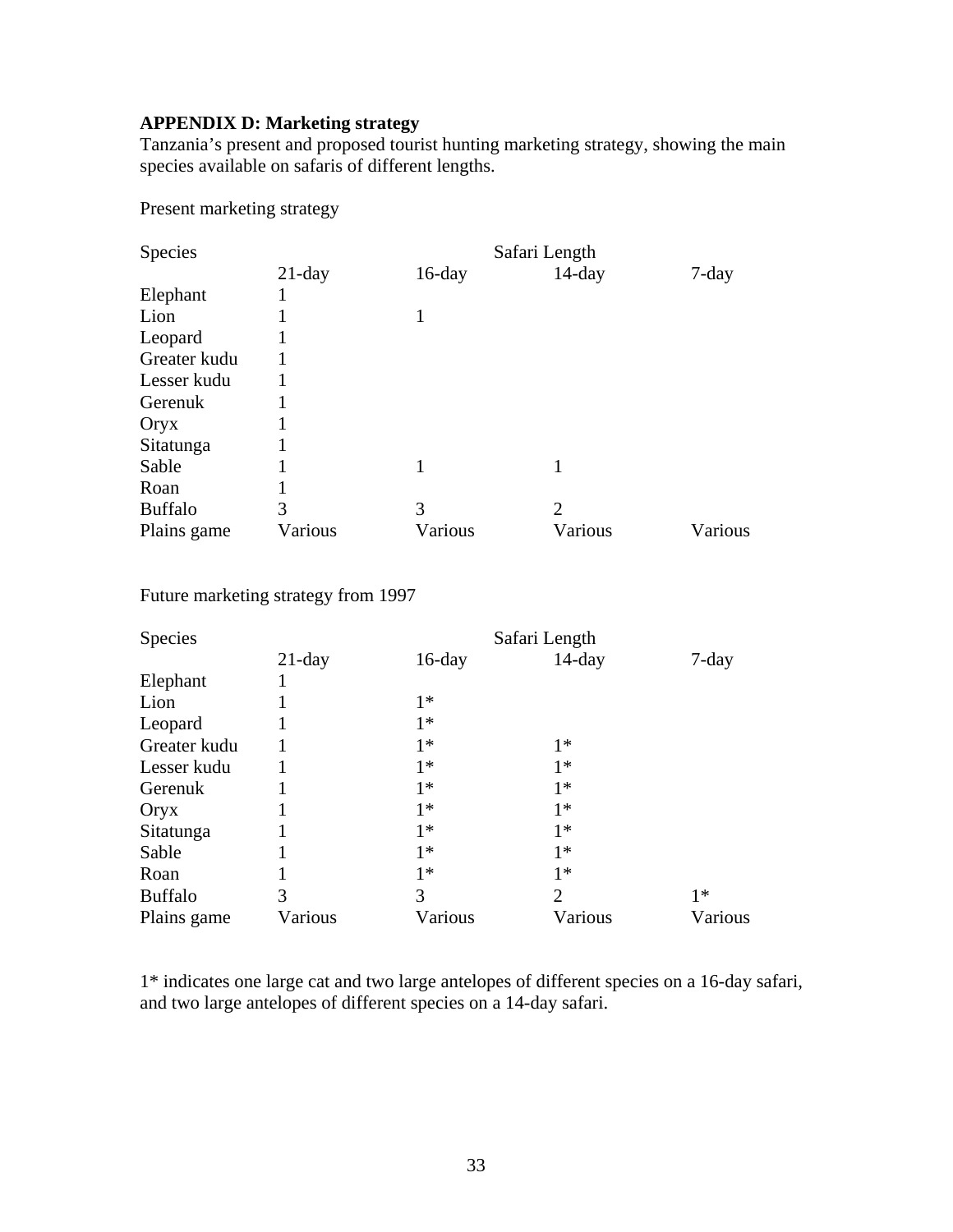**APPENDIX D: Marketing strategy**

Tanzania's present and proposed tourist hunting marketing strategy, showing the main species available on safaris of different lengths.

Present marketing strategy

| Species | Safari Length | | | |
|---|---|---|---|---|
| | 21-day | 16-day | 14-day | 7-day |
| Elephant | 1 | | | |
| Lion | 1 | 1 | | |
| Leopard | 1 | | | |
| Greater kudu | 1 | | | |
| Lesser kudu | 1 | | | |
| Gerenuk | 1 | | | |
| Oryx | 1 | | | |
| Sitatunga | 1 | | | |
| Sable | 1 | 1 | 1 | |
| Roan | 1 | | | |
| Buffalo | 3 | 3 | 2 | |
| Plains game | Various | Various | Various | Various |

Future marketing strategy from 1997

| Species | Safari Length | | | |
|---|---|---|---|---|
| | 21-day | 16-day | 14-day | 7-day |
| Elephant | 1 | | | |
| Lion | 1 | 1* | | |
| Leopard | 1 | 1* | | |
| Greater kudu | 1 | 1* | 1* | |
| Lesser kudu | 1 | 1* | 1* | |
| Gerenuk | 1 | 1* | 1* | |
| Oryx | 1 | 1* | 1* | |
| Sitatunga | 1 | 1* | 1* | |
| Sable | 1 | 1* | 1* | |
| Roan | 1 | 1* | 1* | |
| Buffalo | 3 | 3 | 2 | 1* |
| Plains game | Various | Various | Various | Various |

1* indicates one large cat and two large antelopes of different species on a 16-day safari, and two large antelopes of different species on a 14-day safari.